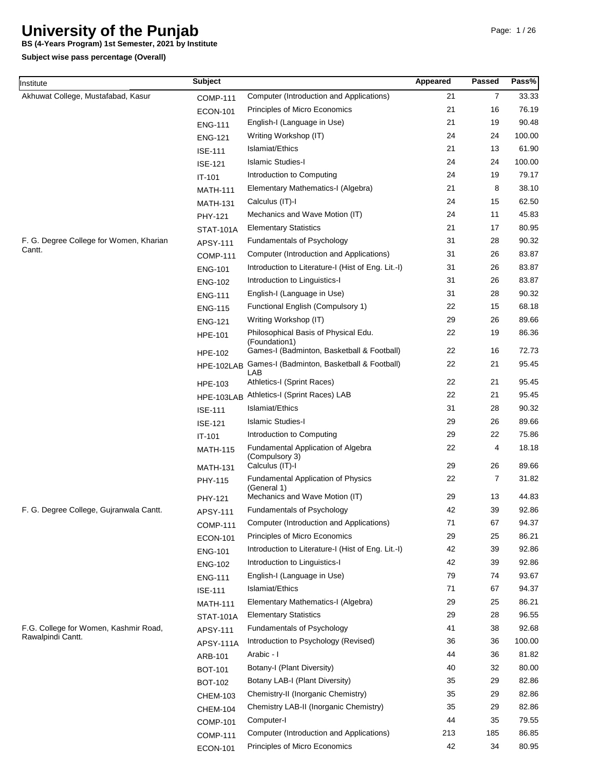# University of the Punjab

**BS (4-Years Program) 1st Semester, 2021 by Institute**

**Subject wise pass percentage (Overall)**

| Institute | Subject | | Appeared | Passed | Pass% |
|---|---|---|---|---|---|
| Akhuwat College, Mustafabad, Kasur | COMP-111 | Computer (Introduction and Applications) | 21 | 7 | 33.33 |
| | ECON-101 | Principles of Micro Economics | 21 | 16 | 76.19 |
| | ENG-111 | English-I (Language in Use) | 21 | 19 | 90.48 |
| | ENG-121 | Writing Workshop (IT) | 24 | 24 | 100.00 |
| | ISE-111 | Islamiat/Ethics | 21 | 13 | 61.90 |
| | ISE-121 | Islamic Studies-I | 24 | 24 | 100.00 |
| | IT-101 | Introduction to Computing | 24 | 19 | 79.17 |
| | MATH-111 | Elementary Mathematics-I (Algebra) | 21 | 8 | 38.10 |
| | MATH-131 | Calculus (IT)-I | 24 | 15 | 62.50 |
| | PHY-121 | Mechanics and Wave Motion (IT) | 24 | 11 | 45.83 |
| | STAT-101A | Elementary Statistics | 21 | 17 | 80.95 |
| F. G. Degree College for Women, Kharian Cantt. | APSY-111 | Fundamentals of Psychology | 31 | 28 | 90.32 |
| | COMP-111 | Computer (Introduction and Applications) | 31 | 26 | 83.87 |
| | ENG-101 | Introduction to Literature-I (Hist of Eng. Lit.-I) | 31 | 26 | 83.87 |
| | ENG-102 | Introduction to Linguistics-I | 31 | 26 | 83.87 |
| | ENG-111 | English-I (Language in Use) | 31 | 28 | 90.32 |
| | ENG-115 | Functional English (Compulsory 1) | 22 | 15 | 68.18 |
| | ENG-121 | Writing Workshop (IT) | 29 | 26 | 89.66 |
| | HPE-101 | Philosophical Basis of Physical Edu. (Foundation1) | 22 | 19 | 86.36 |
| | HPE-102 | Games-I (Badminton, Basketball & Football) | 22 | 16 | 72.73 |
| | HPE-102LAB | Games-I (Badminton, Basketball & Football) LAB | 22 | 21 | 95.45 |
| | HPE-103 | Athletics-I (Sprint Races) | 22 | 21 | 95.45 |
| | HPE-103LAB | Athletics-I (Sprint Races) LAB | 22 | 21 | 95.45 |
| | ISE-111 | Islamiat/Ethics | 31 | 28 | 90.32 |
| | ISE-121 | Islamic Studies-I | 29 | 26 | 89.66 |
| | IT-101 | Introduction to Computing | 29 | 22 | 75.86 |
| | MATH-115 | Fundamental Application of Algebra (Compulsory 3) | 22 | 4 | 18.18 |
| | MATH-131 | Calculus (IT)-I | 29 | 26 | 89.66 |
| | PHY-115 | Fundamental Application of Physics (General 1) | 22 | 7 | 31.82 |
| | PHY-121 | Mechanics and Wave Motion (IT) | 29 | 13 | 44.83 |
| F. G. Degree College, Gujranwala Cantt. | APSY-111 | Fundamentals of Psychology | 42 | 39 | 92.86 |
| | COMP-111 | Computer (Introduction and Applications) | 71 | 67 | 94.37 |
| | ECON-101 | Principles of Micro Economics | 29 | 25 | 86.21 |
| | ENG-101 | Introduction to Literature-I (Hist of Eng. Lit.-I) | 42 | 39 | 92.86 |
| | ENG-102 | Introduction to Linguistics-I | 42 | 39 | 92.86 |
| | ENG-111 | English-I (Language in Use) | 79 | 74 | 93.67 |
| | ISE-111 | Islamiat/Ethics | 71 | 67 | 94.37 |
| | MATH-111 | Elementary Mathematics-I (Algebra) | 29 | 25 | 86.21 |
| | STAT-101A | Elementary Statistics | 29 | 28 | 96.55 |
| F.G. College for Women, Kashmir Road, Rawalpindi Cantt. | APSY-111 | Fundamentals of Psychology | 41 | 38 | 92.68 |
| | APSY-111A | Introduction to Psychology (Revised) | 36 | 36 | 100.00 |
| | ARB-101 | Arabic - I | 44 | 36 | 81.82 |
| | BOT-101 | Botany-I (Plant Diversity) | 40 | 32 | 80.00 |
| | BOT-102 | Botany LAB-I (Plant Diversity) | 35 | 29 | 82.86 |
| | CHEM-103 | Chemistry-II (Inorganic Chemistry) | 35 | 29 | 82.86 |
| | CHEM-104 | Chemistry LAB-II (Inorganic Chemistry) | 35 | 29 | 82.86 |
| | COMP-101 | Computer-I | 44 | 35 | 79.55 |
| | COMP-111 | Computer (Introduction and Applications) | 213 | 185 | 86.85 |
| | ECON-101 | Principles of Micro Economics | 42 | 34 | 80.95 |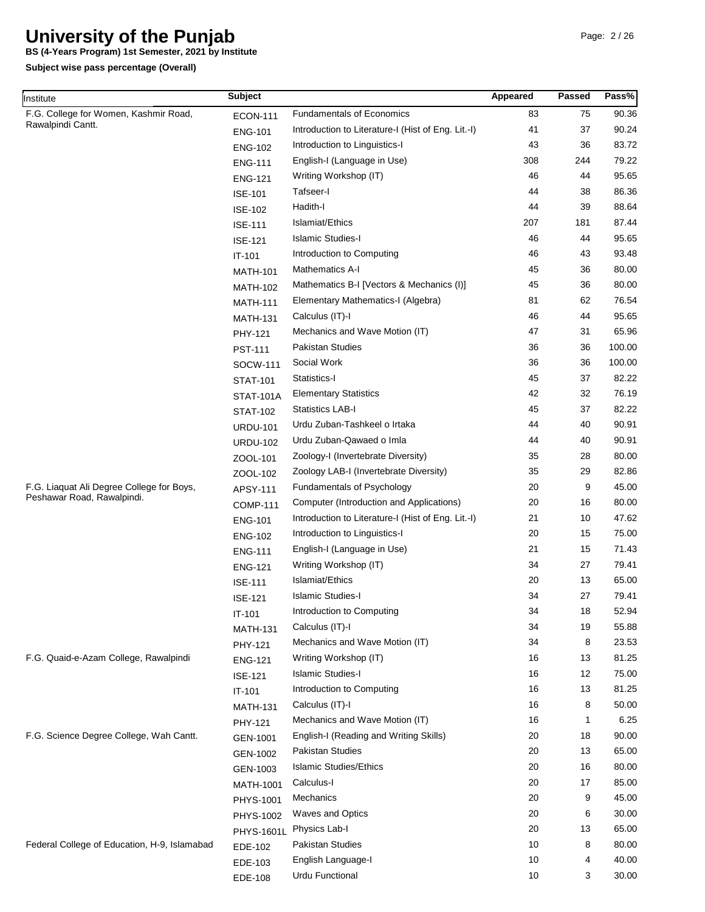# University of the Punjab

**BS (4-Years Program) 1st Semester, 2021 by Institute**

**Subject wise pass percentage (Overall)**

| Institute | Subject | | Appeared | Passed | Pass% |
|---|---|---|---|---|---|
| F.G. College for Women, Kashmir Road, Rawalpindi Cantt. | ECON-111 | Fundamentals of Economics | 83 | 75 | 90.36 |
| | ENG-101 | Introduction to Literature-I (Hist of Eng. Lit.-I) | 41 | 37 | 90.24 |
| | ENG-102 | Introduction to Linguistics-I | 43 | 36 | 83.72 |
| | ENG-111 | English-I (Language in Use) | 308 | 244 | 79.22 |
| | ENG-121 | Writing Workshop (IT) | 46 | 44 | 95.65 |
| | ISE-101 | Tafseer-I | 44 | 38 | 86.36 |
| | ISE-102 | Hadith-I | 44 | 39 | 88.64 |
| | ISE-111 | Islamiat/Ethics | 207 | 181 | 87.44 |
| | ISE-121 | Islamic Studies-I | 46 | 44 | 95.65 |
| | IT-101 | Introduction to Computing | 46 | 43 | 93.48 |
| | MATH-101 | Mathematics A-I | 45 | 36 | 80.00 |
| | MATH-102 | Mathematics B-I [Vectors & Mechanics (I)] | 45 | 36 | 80.00 |
| | MATH-111 | Elementary Mathematics-I (Algebra) | 81 | 62 | 76.54 |
| | MATH-131 | Calculus (IT)-I | 46 | 44 | 95.65 |
| | PHY-121 | Mechanics and Wave Motion (IT) | 47 | 31 | 65.96 |
| | PST-111 | Pakistan Studies | 36 | 36 | 100.00 |
| | SOCW-111 | Social Work | 36 | 36 | 100.00 |
| | STAT-101 | Statistics-I | 45 | 37 | 82.22 |
| | STAT-101A | Elementary Statistics | 42 | 32 | 76.19 |
| | STAT-102 | Statistics LAB-I | 45 | 37 | 82.22 |
| | URDU-101 | Urdu Zuban-Tashkeel o Irtaka | 44 | 40 | 90.91 |
| | URDU-102 | Urdu Zuban-Qawaed o Imla | 44 | 40 | 90.91 |
| | ZOOL-101 | Zoology-I (Invertebrate Diversity) | 35 | 28 | 80.00 |
| | ZOOL-102 | Zoology LAB-I (Invertebrate Diversity) | 35 | 29 | 82.86 |
| F.G. Liaquat Ali Degree College for Boys, Peshawar Road, Rawalpindi. | APSY-111 | Fundamentals of Psychology | 20 | 9 | 45.00 |
| | COMP-111 | Computer (Introduction and Applications) | 20 | 16 | 80.00 |
| | ENG-101 | Introduction to Literature-I (Hist of Eng. Lit.-I) | 21 | 10 | 47.62 |
| | ENG-102 | Introduction to Linguistics-I | 20 | 15 | 75.00 |
| | ENG-111 | English-I (Language in Use) | 21 | 15 | 71.43 |
| | ENG-121 | Writing Workshop (IT) | 34 | 27 | 79.41 |
| | ISE-111 | Islamiat/Ethics | 20 | 13 | 65.00 |
| | ISE-121 | Islamic Studies-I | 34 | 27 | 79.41 |
| | IT-101 | Introduction to Computing | 34 | 18 | 52.94 |
| | MATH-131 | Calculus (IT)-I | 34 | 19 | 55.88 |
| | PHY-121 | Mechanics and Wave Motion (IT) | 34 | 8 | 23.53 |
| F.G. Quaid-e-Azam College, Rawalpindi | ENG-121 | Writing Workshop (IT) | 16 | 13 | 81.25 |
| | ISE-121 | Islamic Studies-I | 16 | 12 | 75.00 |
| | IT-101 | Introduction to Computing | 16 | 13 | 81.25 |
| | MATH-131 | Calculus (IT)-I | 16 | 8 | 50.00 |
| | PHY-121 | Mechanics and Wave Motion (IT) | 16 | 1 | 6.25 |
| F.G. Science Degree College, Wah Cantt. | GEN-1001 | English-I (Reading and Writing Skills) | 20 | 18 | 90.00 |
| | GEN-1002 | Pakistan Studies | 20 | 13 | 65.00 |
| | GEN-1003 | Islamic Studies/Ethics | 20 | 16 | 80.00 |
| | MATH-1001 | Calculus-I | 20 | 17 | 85.00 |
| | PHYS-1001 | Mechanics | 20 | 9 | 45.00 |
| | PHYS-1002 | Waves and Optics | 20 | 6 | 30.00 |
| | PHYS-1601L | Physics Lab-I | 20 | 13 | 65.00 |
| Federal College of Education, H-9, Islamabad | EDE-102 | Pakistan Studies | 10 | 8 | 80.00 |
| | EDE-103 | English Language-I | 10 | 4 | 40.00 |
| | EDE-108 | Urdu Functional | 10 | 3 | 30.00 |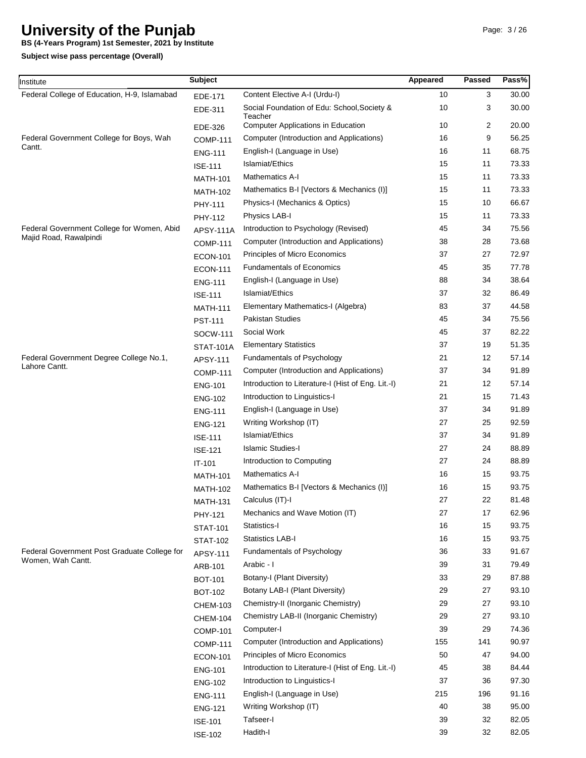# University of the Punjab

**BS (4-Years Program) 1st Semester, 2021 by Institute**

**Subject wise pass percentage (Overall)**

| Institute | Subject | | Appeared | Passed | Pass% |
|---|---|---|---|---|---|
| Federal College of Education, H-9, Islamabad | EDE-171 | Content Elective A-I (Urdu-I) | 10 | 3 | 30.00 |
| | EDE-311 | Social Foundation of Edu: School,Society & Teacher | 10 | 3 | 30.00 |
| | EDE-326 | Computer Applications in Education | 10 | 2 | 20.00 |
| Federal Government College for Boys, Wah Cantt. | COMP-111 | Computer (Introduction and Applications) | 16 | 9 | 56.25 |
| | ENG-111 | English-I (Language in Use) | 16 | 11 | 68.75 |
| | ISE-111 | Islamiat/Ethics | 15 | 11 | 73.33 |
| | MATH-101 | Mathematics A-I | 15 | 11 | 73.33 |
| | MATH-102 | Mathematics B-I [Vectors & Mechanics (I)] | 15 | 11 | 73.33 |
| | PHY-111 | Physics-I (Mechanics & Optics) | 15 | 10 | 66.67 |
| | PHY-112 | Physics LAB-I | 15 | 11 | 73.33 |
| Federal Government College for Women, Abid Majid Road, Rawalpindi | APSY-111A | Introduction to Psychology (Revised) | 45 | 34 | 75.56 |
| | COMP-111 | Computer (Introduction and Applications) | 38 | 28 | 73.68 |
| | ECON-101 | Principles of Micro Economics | 37 | 27 | 72.97 |
| | ECON-111 | Fundamentals of Economics | 45 | 35 | 77.78 |
| | ENG-111 | English-I (Language in Use) | 88 | 34 | 38.64 |
| | ISE-111 | Islamiat/Ethics | 37 | 32 | 86.49 |
| | MATH-111 | Elementary Mathematics-I (Algebra) | 83 | 37 | 44.58 |
| | PST-111 | Pakistan Studies | 45 | 34 | 75.56 |
| | SOCW-111 | Social Work | 45 | 37 | 82.22 |
| | STAT-101A | Elementary Statistics | 37 | 19 | 51.35 |
| Federal Government Degree College No.1, Lahore Cantt. | APSY-111 | Fundamentals of Psychology | 21 | 12 | 57.14 |
| | COMP-111 | Computer (Introduction and Applications) | 37 | 34 | 91.89 |
| | ENG-101 | Introduction to Literature-I (Hist of Eng. Lit.-I) | 21 | 12 | 57.14 |
| | ENG-102 | Introduction to Linguistics-I | 21 | 15 | 71.43 |
| | ENG-111 | English-I (Language in Use) | 37 | 34 | 91.89 |
| | ENG-121 | Writing Workshop (IT) | 27 | 25 | 92.59 |
| | ISE-111 | Islamiat/Ethics | 37 | 34 | 91.89 |
| | ISE-121 | Islamic Studies-I | 27 | 24 | 88.89 |
| | IT-101 | Introduction to Computing | 27 | 24 | 88.89 |
| | MATH-101 | Mathematics A-I | 16 | 15 | 93.75 |
| | MATH-102 | Mathematics B-I [Vectors & Mechanics (I)] | 16 | 15 | 93.75 |
| | MATH-131 | Calculus (IT)-I | 27 | 22 | 81.48 |
| | PHY-121 | Mechanics and Wave Motion (IT) | 27 | 17 | 62.96 |
| | STAT-101 | Statistics-I | 16 | 15 | 93.75 |
| | STAT-102 | Statistics LAB-I | 16 | 15 | 93.75 |
| Federal Government Post Graduate College for Women, Wah Cantt. | APSY-111 | Fundamentals of Psychology | 36 | 33 | 91.67 |
| | ARB-101 | Arabic - I | 39 | 31 | 79.49 |
| | BOT-101 | Botany-I (Plant Diversity) | 33 | 29 | 87.88 |
| | BOT-102 | Botany LAB-I (Plant Diversity) | 29 | 27 | 93.10 |
| | CHEM-103 | Chemistry-II (Inorganic Chemistry) | 29 | 27 | 93.10 |
| | CHEM-104 | Chemistry LAB-II (Inorganic Chemistry) | 29 | 27 | 93.10 |
| | COMP-101 | Computer-I | 39 | 29 | 74.36 |
| | COMP-111 | Computer (Introduction and Applications) | 155 | 141 | 90.97 |
| | ECON-101 | Principles of Micro Economics | 50 | 47 | 94.00 |
| | ENG-101 | Introduction to Literature-I (Hist of Eng. Lit.-I) | 45 | 38 | 84.44 |
| | ENG-102 | Introduction to Linguistics-I | 37 | 36 | 97.30 |
| | ENG-111 | English-I (Language in Use) | 215 | 196 | 91.16 |
| | ENG-121 | Writing Workshop (IT) | 40 | 38 | 95.00 |
| | ISE-101 | Tafseer-I | 39 | 32 | 82.05 |
| | ISE-102 | Hadith-I | 39 | 32 | 82.05 |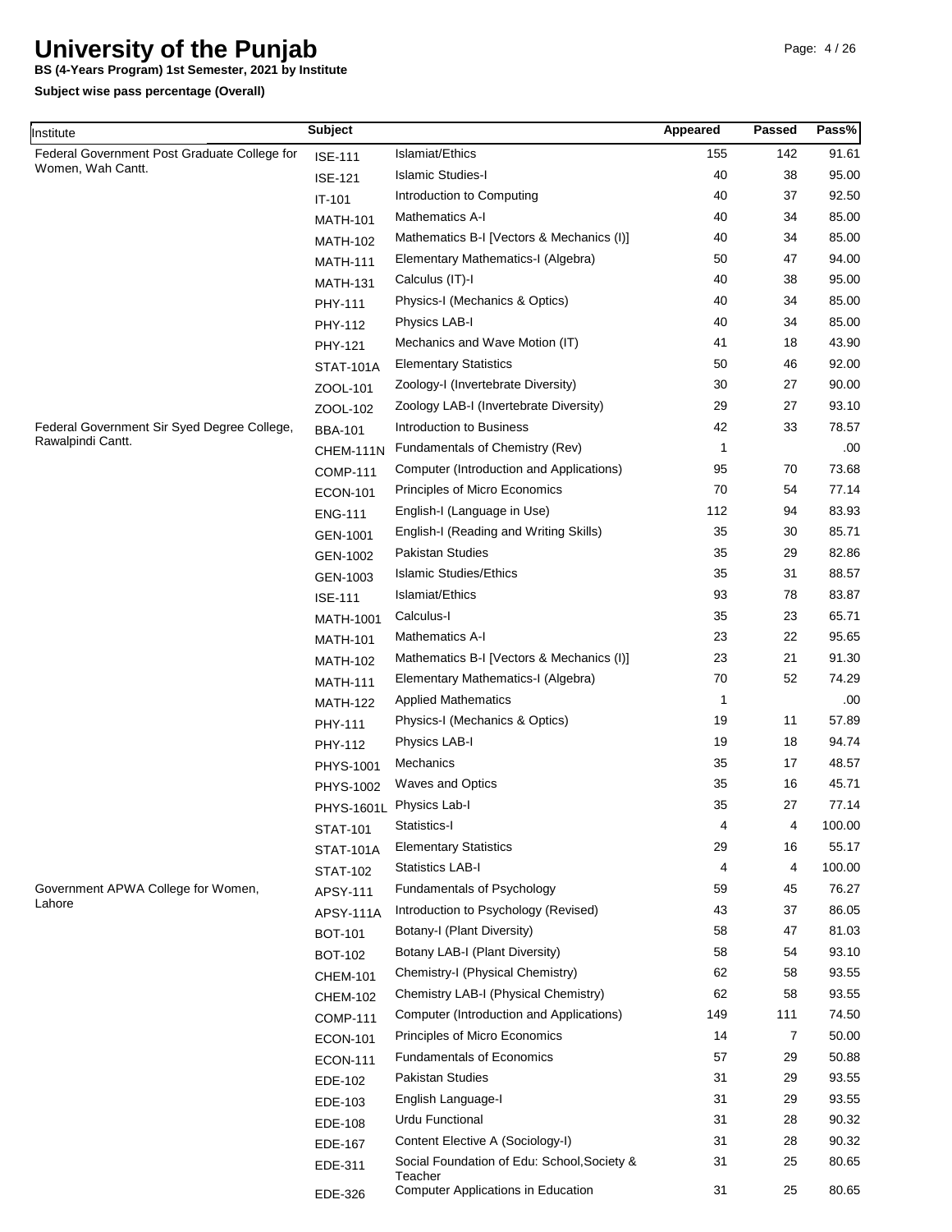# University of the Punjab

**BS (4-Years Program) 1st Semester, 2021 by Institute**

**Subject wise pass percentage (Overall)**

| Institute | Subject | | Appeared | Passed | Pass% |
|---|---|---|---|---|---|
| Federal Government Post Graduate College for Women, Wah Cantt. | ISE-111 | Islamiat/Ethics | 155 | 142 | 91.61 |
| | ISE-121 | Islamic Studies-I | 40 | 38 | 95.00 |
| | IT-101 | Introduction to Computing | 40 | 37 | 92.50 |
| | MATH-101 | Mathematics A-I | 40 | 34 | 85.00 |
| | MATH-102 | Mathematics B-I [Vectors & Mechanics (I)] | 40 | 34 | 85.00 |
| | MATH-111 | Elementary Mathematics-I (Algebra) | 50 | 47 | 94.00 |
| | MATH-131 | Calculus (IT)-I | 40 | 38 | 95.00 |
| | PHY-111 | Physics-I (Mechanics & Optics) | 40 | 34 | 85.00 |
| | PHY-112 | Physics LAB-I | 40 | 34 | 85.00 |
| | PHY-121 | Mechanics and Wave Motion (IT) | 41 | 18 | 43.90 |
| | STAT-101A | Elementary Statistics | 50 | 46 | 92.00 |
| | ZOOL-101 | Zoology-I (Invertebrate Diversity) | 30 | 27 | 90.00 |
| | ZOOL-102 | Zoology LAB-I (Invertebrate Diversity) | 29 | 27 | 93.10 |
| Federal Government Sir Syed Degree College, Rawalpindi Cantt. | BBA-101 | Introduction to Business | 42 | 33 | 78.57 |
| | CHEM-111N | Fundamentals of Chemistry (Rev) | 1 | | .00 |
| | COMP-111 | Computer (Introduction and Applications) | 95 | 70 | 73.68 |
| | ECON-101 | Principles of Micro Economics | 70 | 54 | 77.14 |
| | ENG-111 | English-I (Language in Use) | 112 | 94 | 83.93 |
| | GEN-1001 | English-I (Reading and Writing Skills) | 35 | 30 | 85.71 |
| | GEN-1002 | Pakistan Studies | 35 | 29 | 82.86 |
| | GEN-1003 | Islamic Studies/Ethics | 35 | 31 | 88.57 |
| | ISE-111 | Islamiat/Ethics | 93 | 78 | 83.87 |
| | MATH-1001 | Calculus-I | 35 | 23 | 65.71 |
| | MATH-101 | Mathematics A-I | 23 | 22 | 95.65 |
| | MATH-102 | Mathematics B-I [Vectors & Mechanics (I)] | 23 | 21 | 91.30 |
| | MATH-111 | Elementary Mathematics-I (Algebra) | 70 | 52 | 74.29 |
| | MATH-122 | Applied Mathematics | 1 | | .00 |
| | PHY-111 | Physics-I (Mechanics & Optics) | 19 | 11 | 57.89 |
| | PHY-112 | Physics LAB-I | 19 | 18 | 94.74 |
| | PHYS-1001 | Mechanics | 35 | 17 | 48.57 |
| | PHYS-1002 | Waves and Optics | 35 | 16 | 45.71 |
| | PHYS-1601L | Physics Lab-I | 35 | 27 | 77.14 |
| | STAT-101 | Statistics-I | 4 | 4 | 100.00 |
| | STAT-101A | Elementary Statistics | 29 | 16 | 55.17 |
| | STAT-102 | Statistics LAB-I | 4 | 4 | 100.00 |
| Government APWA College for Women, Lahore | APSY-111 | Fundamentals of Psychology | 59 | 45 | 76.27 |
| | APSY-111A | Introduction to Psychology (Revised) | 43 | 37 | 86.05 |
| | BOT-101 | Botany-I (Plant Diversity) | 58 | 47 | 81.03 |
| | BOT-102 | Botany LAB-I (Plant Diversity) | 58 | 54 | 93.10 |
| | CHEM-101 | Chemistry-I (Physical Chemistry) | 62 | 58 | 93.55 |
| | CHEM-102 | Chemistry LAB-I (Physical Chemistry) | 62 | 58 | 93.55 |
| | COMP-111 | Computer (Introduction and Applications) | 149 | 111 | 74.50 |
| | ECON-101 | Principles of Micro Economics | 14 | 7 | 50.00 |
| | ECON-111 | Fundamentals of Economics | 57 | 29 | 50.88 |
| | EDE-102 | Pakistan Studies | 31 | 29 | 93.55 |
| | EDE-103 | English Language-I | 31 | 29 | 93.55 |
| | EDE-108 | Urdu Functional | 31 | 28 | 90.32 |
| | EDE-167 | Content Elective A (Sociology-I) | 31 | 28 | 90.32 |
| | EDE-311 | Social Foundation of Edu: School,Society & Teacher | 31 | 25 | 80.65 |
| | EDE-326 | Computer Applications in Education | 31 | 25 | 80.65 |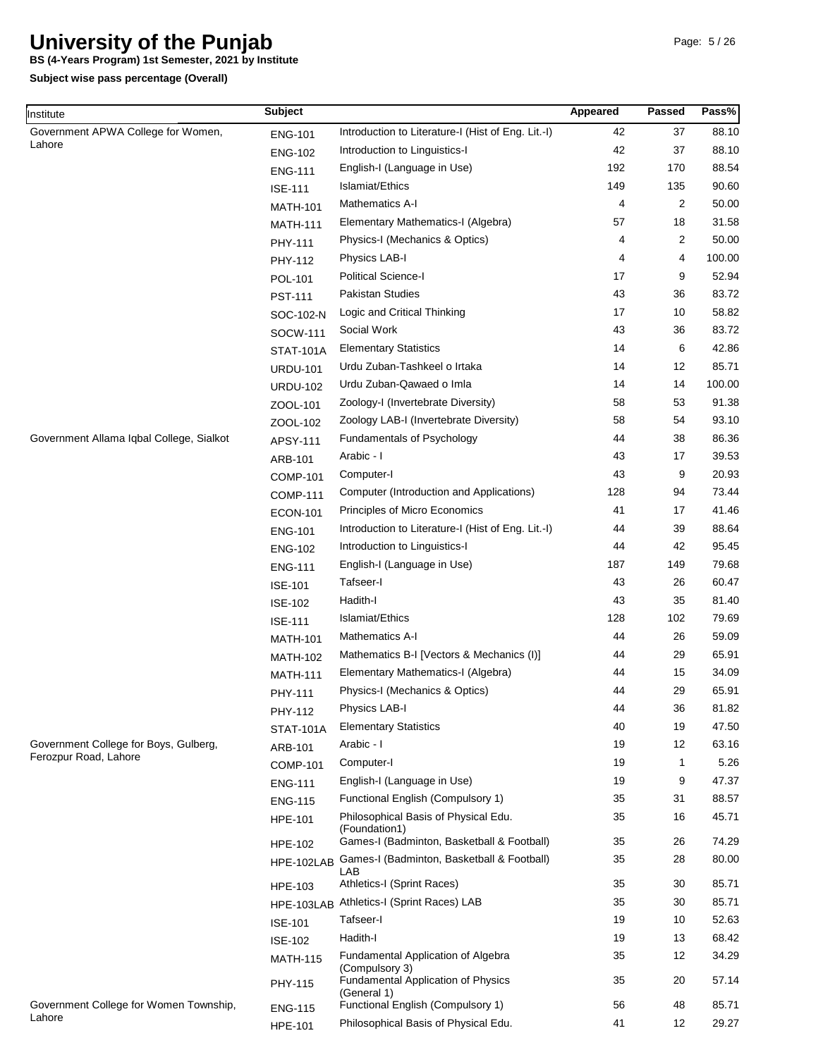# University of the Punjab

**BS (4-Years Program) 1st Semester, 2021 by Institute**

**Subject wise pass percentage (Overall)**

| Institute | Subject | | Appeared | Passed | Pass% |
|---|---|---|---|---|---|
| Government APWA College for Women, Lahore | ENG-101 | Introduction to Literature-I (Hist of Eng. Lit.-I) | 42 | 37 | 88.10 |
| | ENG-102 | Introduction to Linguistics-I | 42 | 37 | 88.10 |
| | ENG-111 | English-I (Language in Use) | 192 | 170 | 88.54 |
| | ISE-111 | Islamiat/Ethics | 149 | 135 | 90.60 |
| | MATH-101 | Mathematics A-I | 4 | 2 | 50.00 |
| | MATH-111 | Elementary Mathematics-I (Algebra) | 57 | 18 | 31.58 |
| | PHY-111 | Physics-I (Mechanics & Optics) | 4 | 2 | 50.00 |
| | PHY-112 | Physics LAB-I | 4 | 4 | 100.00 |
| | POL-101 | Political Science-I | 17 | 9 | 52.94 |
| | PST-111 | Pakistan Studies | 43 | 36 | 83.72 |
| | SOC-102-N | Logic and Critical Thinking | 17 | 10 | 58.82 |
| | SOCW-111 | Social Work | 43 | 36 | 83.72 |
| | STAT-101A | Elementary Statistics | 14 | 6 | 42.86 |
| | URDU-101 | Urdu Zuban-Tashkeel o Irtaka | 14 | 12 | 85.71 |
| | URDU-102 | Urdu Zuban-Qawaed o Imla | 14 | 14 | 100.00 |
| | ZOOL-101 | Zoology-I (Invertebrate Diversity) | 58 | 53 | 91.38 |
| | ZOOL-102 | Zoology LAB-I (Invertebrate Diversity) | 58 | 54 | 93.10 |
| Government Allama Iqbal College, Sialkot | APSY-111 | Fundamentals of Psychology | 44 | 38 | 86.36 |
| | ARB-101 | Arabic - I | 43 | 17 | 39.53 |
| | COMP-101 | Computer-I | 43 | 9 | 20.93 |
| | COMP-111 | Computer (Introduction and Applications) | 128 | 94 | 73.44 |
| | ECON-101 | Principles of Micro Economics | 41 | 17 | 41.46 |
| | ENG-101 | Introduction to Literature-I (Hist of Eng. Lit.-I) | 44 | 39 | 88.64 |
| | ENG-102 | Introduction to Linguistics-I | 44 | 42 | 95.45 |
| | ENG-111 | English-I (Language in Use) | 187 | 149 | 79.68 |
| | ISE-101 | Tafseer-I | 43 | 26 | 60.47 |
| | ISE-102 | Hadith-I | 43 | 35 | 81.40 |
| | ISE-111 | Islamiat/Ethics | 128 | 102 | 79.69 |
| | MATH-101 | Mathematics A-I | 44 | 26 | 59.09 |
| | MATH-102 | Mathematics B-I [Vectors & Mechanics (I)] | 44 | 29 | 65.91 |
| | MATH-111 | Elementary Mathematics-I (Algebra) | 44 | 15 | 34.09 |
| | PHY-111 | Physics-I (Mechanics & Optics) | 44 | 29 | 65.91 |
| | PHY-112 | Physics LAB-I | 44 | 36 | 81.82 |
| | STAT-101A | Elementary Statistics | 40 | 19 | 47.50 |
| Government College for Boys, Gulberg, Ferozpur Road, Lahore | ARB-101 | Arabic - I | 19 | 12 | 63.16 |
| | COMP-101 | Computer-I | 19 | 1 | 5.26 |
| | ENG-111 | English-I (Language in Use) | 19 | 9 | 47.37 |
| | ENG-115 | Functional English (Compulsory 1) | 35 | 31 | 88.57 |
| | HPE-101 | Philosophical Basis of Physical Edu. (Foundation1) | 35 | 16 | 45.71 |
| | HPE-102 | Games-I (Badminton, Basketball & Football) | 35 | 26 | 74.29 |
| | HPE-102LAB | Games-I (Badminton, Basketball & Football) LAB | 35 | 28 | 80.00 |
| | HPE-103 | Athletics-I (Sprint Races) | 35 | 30 | 85.71 |
| | HPE-103LAB | Athletics-I (Sprint Races) LAB | 35 | 30 | 85.71 |
| | ISE-101 | Tafseer-I | 19 | 10 | 52.63 |
| | ISE-102 | Hadith-I | 19 | 13 | 68.42 |
| | MATH-115 | Fundamental Application of Algebra (Compulsory 3) | 35 | 12 | 34.29 |
| | PHY-115 | Fundamental Application of Physics (General 1) | 35 | 20 | 57.14 |
| Government College for Women Township, Lahore | ENG-115 | Functional English (Compulsory 1) | 56 | 48 | 85.71 |
| | HPE-101 | Philosophical Basis of Physical Edu. | 41 | 12 | 29.27 |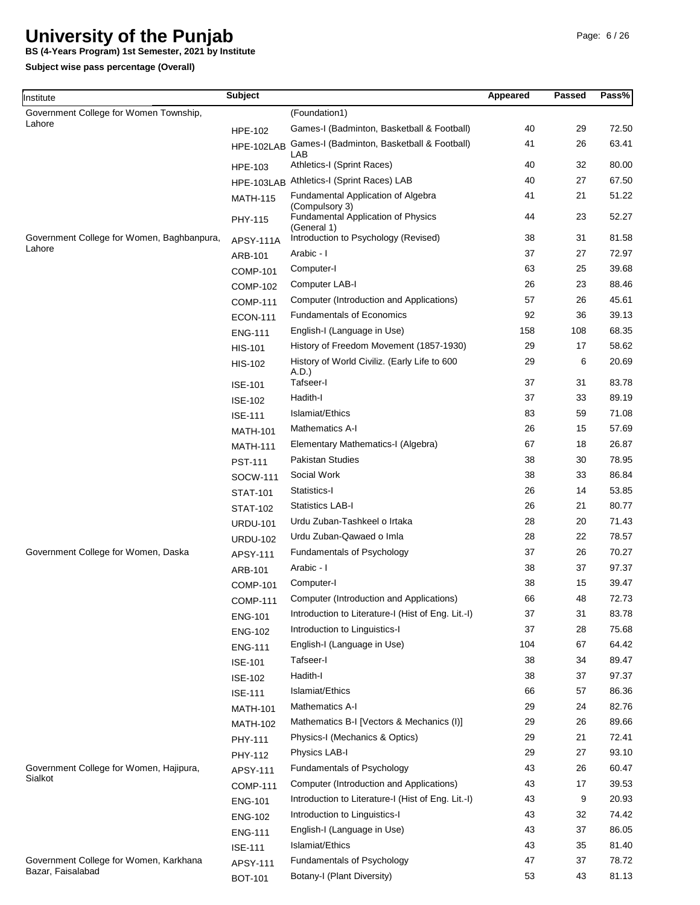# University of the Punjab

**BS (4-Years Program) 1st Semester, 2021 by Institute**

**Subject wise pass percentage (Overall)**

| Institute | Subject | | Appeared | Passed | Pass% |
|---|---|---|---|---|---|
| Government College for Women Township, Lahore | | (Foundation1) | | | |
| | HPE-102 | Games-I (Badminton, Basketball & Football) | 40 | 29 | 72.50 |
| | HPE-102LAB | Games-I (Badminton, Basketball & Football) LAB | 41 | 26 | 63.41 |
| | HPE-103 | Athletics-I (Sprint Races) | 40 | 32 | 80.00 |
| | HPE-103LAB | Athletics-I (Sprint Races) LAB | 40 | 27 | 67.50 |
| | MATH-115 | Fundamental Application of Algebra (Compulsory 3) | 41 | 21 | 51.22 |
| | PHY-115 | Fundamental Application of Physics (General 1) | 44 | 23 | 52.27 |
| Government College for Women, Baghbanpura, Lahore | APSY-111A | Introduction to Psychology (Revised) | 38 | 31 | 81.58 |
| | ARB-101 | Arabic - I | 37 | 27 | 72.97 |
| | COMP-101 | Computer-I | 63 | 25 | 39.68 |
| | COMP-102 | Computer LAB-I | 26 | 23 | 88.46 |
| | COMP-111 | Computer (Introduction and Applications) | 57 | 26 | 45.61 |
| | ECON-111 | Fundamentals of Economics | 92 | 36 | 39.13 |
| | ENG-111 | English-I (Language in Use) | 158 | 108 | 68.35 |
| | HIS-101 | History of Freedom Movement (1857-1930) | 29 | 17 | 58.62 |
| | HIS-102 | History of World Civiliz. (Early Life to 600 A.D.) | 29 | 6 | 20.69 |
| | ISE-101 | Tafseer-I | 37 | 31 | 83.78 |
| | ISE-102 | Hadith-I | 37 | 33 | 89.19 |
| | ISE-111 | Islamiat/Ethics | 83 | 59 | 71.08 |
| | MATH-101 | Mathematics A-I | 26 | 15 | 57.69 |
| | MATH-111 | Elementary Mathematics-I (Algebra) | 67 | 18 | 26.87 |
| | PST-111 | Pakistan Studies | 38 | 30 | 78.95 |
| | SOCW-111 | Social Work | 38 | 33 | 86.84 |
| | STAT-101 | Statistics-I | 26 | 14 | 53.85 |
| | STAT-102 | Statistics LAB-I | 26 | 21 | 80.77 |
| | URDU-101 | Urdu Zuban-Tashkeel o Irtaka | 28 | 20 | 71.43 |
| | URDU-102 | Urdu Zuban-Qawaed o Imla | 28 | 22 | 78.57 |
| Government College for Women, Daska | APSY-111 | Fundamentals of Psychology | 37 | 26 | 70.27 |
| | ARB-101 | Arabic - I | 38 | 37 | 97.37 |
| | COMP-101 | Computer-I | 38 | 15 | 39.47 |
| | COMP-111 | Computer (Introduction and Applications) | 66 | 48 | 72.73 |
| | ENG-101 | Introduction to Literature-I (Hist of Eng. Lit.-I) | 37 | 31 | 83.78 |
| | ENG-102 | Introduction to Linguistics-I | 37 | 28 | 75.68 |
| | ENG-111 | English-I (Language in Use) | 104 | 67 | 64.42 |
| | ISE-101 | Tafseer-I | 38 | 34 | 89.47 |
| | ISE-102 | Hadith-I | 38 | 37 | 97.37 |
| | ISE-111 | Islamiat/Ethics | 66 | 57 | 86.36 |
| | MATH-101 | Mathematics A-I | 29 | 24 | 82.76 |
| | MATH-102 | Mathematics B-I [Vectors & Mechanics (I)] | 29 | 26 | 89.66 |
| | PHY-111 | Physics-I (Mechanics & Optics) | 29 | 21 | 72.41 |
| | PHY-112 | Physics LAB-I | 29 | 27 | 93.10 |
| Government College for Women, Hajipura, Sialkot | APSY-111 | Fundamentals of Psychology | 43 | 26 | 60.47 |
| | COMP-111 | Computer (Introduction and Applications) | 43 | 17 | 39.53 |
| | ENG-101 | Introduction to Literature-I (Hist of Eng. Lit.-I) | 43 | 9 | 20.93 |
| | ENG-102 | Introduction to Linguistics-I | 43 | 32 | 74.42 |
| | ENG-111 | English-I (Language in Use) | 43 | 37 | 86.05 |
| | ISE-111 | Islamiat/Ethics | 43 | 35 | 81.40 |
| Government College for Women, Karkhana Bazar, Faisalabad | APSY-111 | Fundamentals of Psychology | 47 | 37 | 78.72 |
| | BOT-101 | Botany-I (Plant Diversity) | 53 | 43 | 81.13 |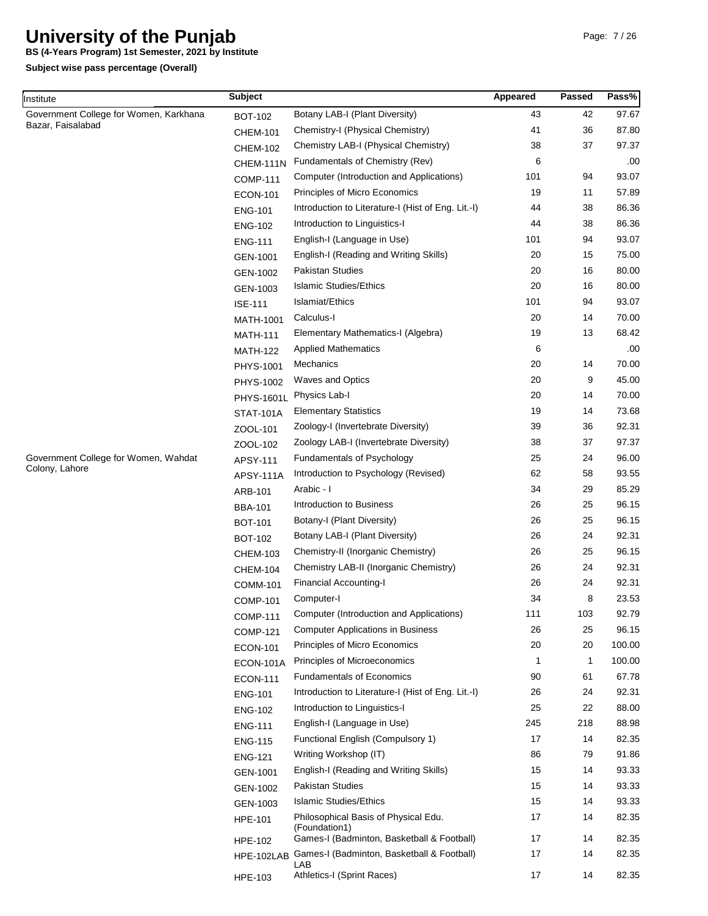# University of the Punjab

**BS (4-Years Program) 1st Semester, 2021 by Institute**

**Subject wise pass percentage (Overall)**

| Institute | Subject | | Appeared | Passed | Pass% |
|---|---|---|---|---|---|
| Government College for Women, Karkhana Bazar, Faisalabad | BOT-102 | Botany LAB-I (Plant Diversity) | 43 | 42 | 97.67 |
| | CHEM-101 | Chemistry-I (Physical Chemistry) | 41 | 36 | 87.80 |
| | CHEM-102 | Chemistry LAB-I (Physical Chemistry) | 38 | 37 | 97.37 |
| | CHEM-111N | Fundamentals of Chemistry (Rev) | 6 | | .00 |
| | COMP-111 | Computer (Introduction and Applications) | 101 | 94 | 93.07 |
| | ECON-101 | Principles of Micro Economics | 19 | 11 | 57.89 |
| | ENG-101 | Introduction to Literature-I (Hist of Eng. Lit.-I) | 44 | 38 | 86.36 |
| | ENG-102 | Introduction to Linguistics-I | 44 | 38 | 86.36 |
| | ENG-111 | English-I (Language in Use) | 101 | 94 | 93.07 |
| | GEN-1001 | English-I (Reading and Writing Skills) | 20 | 15 | 75.00 |
| | GEN-1002 | Pakistan Studies | 20 | 16 | 80.00 |
| | GEN-1003 | Islamic Studies/Ethics | 20 | 16 | 80.00 |
| | ISE-111 | Islamiat/Ethics | 101 | 94 | 93.07 |
| | MATH-1001 | Calculus-I | 20 | 14 | 70.00 |
| | MATH-111 | Elementary Mathematics-I (Algebra) | 19 | 13 | 68.42 |
| | MATH-122 | Applied Mathematics | 6 | | .00 |
| | PHYS-1001 | Mechanics | 20 | 14 | 70.00 |
| | PHYS-1002 | Waves and Optics | 20 | 9 | 45.00 |
| | PHYS-1601L | Physics Lab-I | 20 | 14 | 70.00 |
| | STAT-101A | Elementary Statistics | 19 | 14 | 73.68 |
| | ZOOL-101 | Zoology-I (Invertebrate Diversity) | 39 | 36 | 92.31 |
| | ZOOL-102 | Zoology LAB-I (Invertebrate Diversity) | 38 | 37 | 97.37 |
| Government College for Women, Wahdat Colony, Lahore | APSY-111 | Fundamentals of Psychology | 25 | 24 | 96.00 |
| | APSY-111A | Introduction to Psychology (Revised) | 62 | 58 | 93.55 |
| | ARB-101 | Arabic - I | 34 | 29 | 85.29 |
| | BBA-101 | Introduction to Business | 26 | 25 | 96.15 |
| | BOT-101 | Botany-I (Plant Diversity) | 26 | 25 | 96.15 |
| | BOT-102 | Botany LAB-I (Plant Diversity) | 26 | 24 | 92.31 |
| | CHEM-103 | Chemistry-II (Inorganic Chemistry) | 26 | 25 | 96.15 |
| | CHEM-104 | Chemistry LAB-II (Inorganic Chemistry) | 26 | 24 | 92.31 |
| | COMM-101 | Financial Accounting-I | 26 | 24 | 92.31 |
| | COMP-101 | Computer-I | 34 | 8 | 23.53 |
| | COMP-111 | Computer (Introduction and Applications) | 111 | 103 | 92.79 |
| | COMP-121 | Computer Applications in Business | 26 | 25 | 96.15 |
| | ECON-101 | Principles of Micro Economics | 20 | 20 | 100.00 |
| | ECON-101A | Principles of Microeconomics | 1 | 1 | 100.00 |
| | ECON-111 | Fundamentals of Economics | 90 | 61 | 67.78 |
| | ENG-101 | Introduction to Literature-I (Hist of Eng. Lit.-I) | 26 | 24 | 92.31 |
| | ENG-102 | Introduction to Linguistics-I | 25 | 22 | 88.00 |
| | ENG-111 | English-I (Language in Use) | 245 | 218 | 88.98 |
| | ENG-115 | Functional English (Compulsory 1) | 17 | 14 | 82.35 |
| | ENG-121 | Writing Workshop (IT) | 86 | 79 | 91.86 |
| | GEN-1001 | English-I (Reading and Writing Skills) | 15 | 14 | 93.33 |
| | GEN-1002 | Pakistan Studies | 15 | 14 | 93.33 |
| | GEN-1003 | Islamic Studies/Ethics | 15 | 14 | 93.33 |
| | HPE-101 | Philosophical Basis of Physical Edu. (Foundation1) | 17 | 14 | 82.35 |
| | HPE-102 | Games-I (Badminton, Basketball & Football) | 17 | 14 | 82.35 |
| | HPE-102LAB | Games-I (Badminton, Basketball & Football) LAB | 17 | 14 | 82.35 |
| | HPE-103 | Athletics-I (Sprint Races) | 17 | 14 | 82.35 |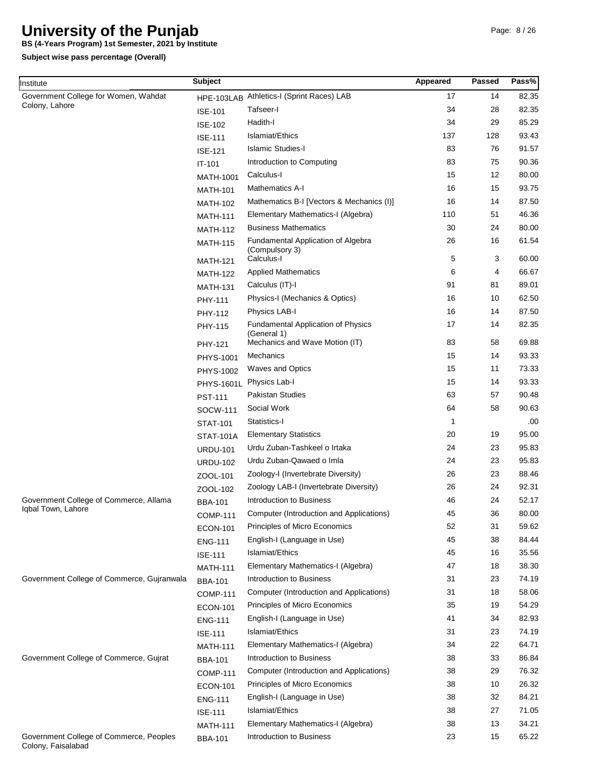# University of the Punjab

**BS (4-Years Program) 1st Semester, 2021 by Institute**

**Subject wise pass percentage (Overall)**

| Institute | Subject | | Appeared | Passed | Pass% |
|---|---|---|---|---|---|
| Government College for Women, Wahdat Colony, Lahore | HPE-103LAB | Athletics-I (Sprint Races) LAB | 17 | 14 | 82.35 |
| | ISE-101 | Tafseer-I | 34 | 28 | 82.35 |
| | ISE-102 | Hadith-I | 34 | 29 | 85.29 |
| | ISE-111 | Islamiat/Ethics | 137 | 128 | 93.43 |
| | ISE-121 | Islamic Studies-I | 83 | 76 | 91.57 |
| | IT-101 | Introduction to Computing | 83 | 75 | 90.36 |
| | MATH-1001 | Calculus-I | 15 | 12 | 80.00 |
| | MATH-101 | Mathematics A-I | 16 | 15 | 93.75 |
| | MATH-102 | Mathematics B-I [Vectors & Mechanics (I)] | 16 | 14 | 87.50 |
| | MATH-111 | Elementary Mathematics-I (Algebra) | 110 | 51 | 46.36 |
| | MATH-112 | Business Mathematics | 30 | 24 | 80.00 |
| | MATH-115 | Fundamental Application of Algebra (Compulsory 3) | 26 | 16 | 61.54 |
| | MATH-121 | Calculus-I | 5 | 3 | 60.00 |
| | MATH-122 | Applied Mathematics | 6 | 4 | 66.67 |
| | MATH-131 | Calculus (IT)-I | 91 | 81 | 89.01 |
| | PHY-111 | Physics-I (Mechanics & Optics) | 16 | 10 | 62.50 |
| | PHY-112 | Physics LAB-I | 16 | 14 | 87.50 |
| | PHY-115 | Fundamental Application of Physics (General 1) | 17 | 14 | 82.35 |
| | PHY-121 | Mechanics and Wave Motion (IT) | 83 | 58 | 69.88 |
| | PHYS-1001 | Mechanics | 15 | 14 | 93.33 |
| | PHYS-1002 | Waves and Optics | 15 | 11 | 73.33 |
| | PHYS-1601L | Physics Lab-I | 15 | 14 | 93.33 |
| | PST-111 | Pakistan Studies | 63 | 57 | 90.48 |
| | SOCW-111 | Social Work | 64 | 58 | 90.63 |
| | STAT-101 | Statistics-I | 1 | | .00 |
| | STAT-101A | Elementary Statistics | 20 | 19 | 95.00 |
| | URDU-101 | Urdu Zuban-Tashkeel o Irtaka | 24 | 23 | 95.83 |
| | URDU-102 | Urdu Zuban-Qawaed o Imla | 24 | 23 | 95.83 |
| | ZOOL-101 | Zoology-I (Invertebrate Diversity) | 26 | 23 | 88.46 |
| | ZOOL-102 | Zoology LAB-I (Invertebrate Diversity) | 26 | 24 | 92.31 |
| Government College of Commerce, Allama Iqbal Town, Lahore | BBA-101 | Introduction to Business | 46 | 24 | 52.17 |
| | COMP-111 | Computer (Introduction and Applications) | 45 | 36 | 80.00 |
| | ECON-101 | Principles of Micro Economics | 52 | 31 | 59.62 |
| | ENG-111 | English-I (Language in Use) | 45 | 38 | 84.44 |
| | ISE-111 | Islamiat/Ethics | 45 | 16 | 35.56 |
| | MATH-111 | Elementary Mathematics-I (Algebra) | 47 | 18 | 38.30 |
| Government College of Commerce, Gujranwala | BBA-101 | Introduction to Business | 31 | 23 | 74.19 |
| | COMP-111 | Computer (Introduction and Applications) | 31 | 18 | 58.06 |
| | ECON-101 | Principles of Micro Economics | 35 | 19 | 54.29 |
| | ENG-111 | English-I (Language in Use) | 41 | 34 | 82.93 |
| | ISE-111 | Islamiat/Ethics | 31 | 23 | 74.19 |
| | MATH-111 | Elementary Mathematics-I (Algebra) | 34 | 22 | 64.71 |
| Government College of Commerce, Gujrat | BBA-101 | Introduction to Business | 38 | 33 | 86.84 |
| | COMP-111 | Computer (Introduction and Applications) | 38 | 29 | 76.32 |
| | ECON-101 | Principles of Micro Economics | 38 | 10 | 26.32 |
| | ENG-111 | English-I (Language in Use) | 38 | 32 | 84.21 |
| | ISE-111 | Islamiat/Ethics | 38 | 27 | 71.05 |
| | MATH-111 | Elementary Mathematics-I (Algebra) | 38 | 13 | 34.21 |
| Government College of Commerce, Peoples Colony, Faisalabad | BBA-101 | Introduction to Business | 23 | 15 | 65.22 |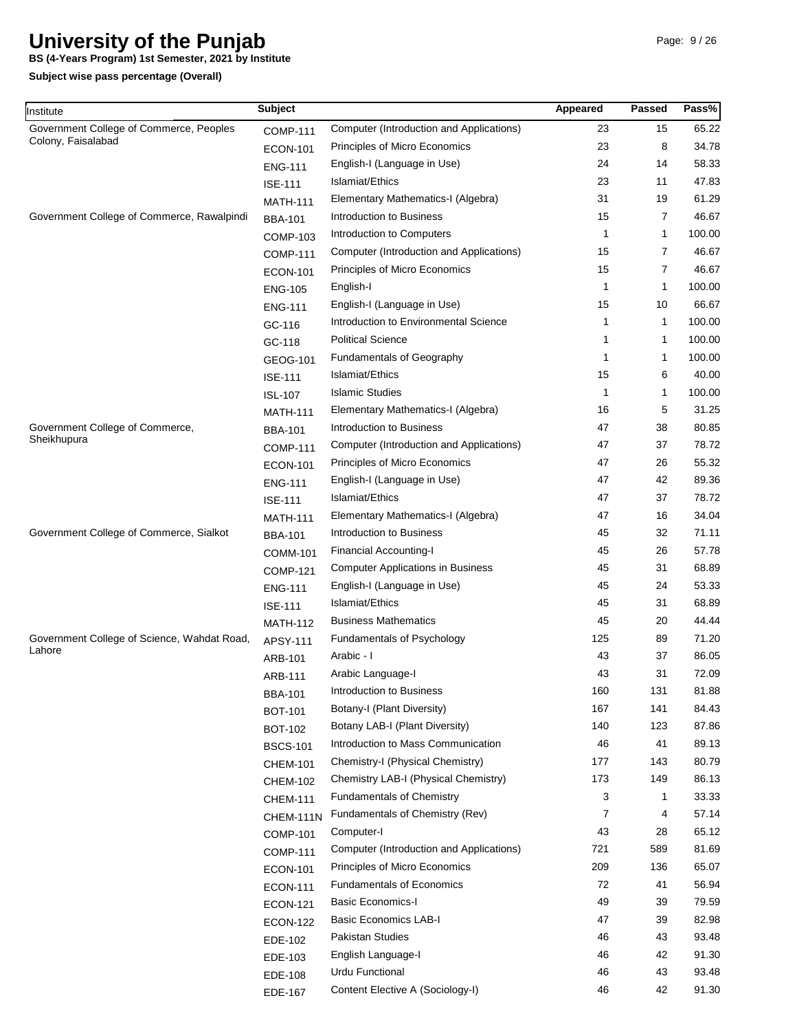# University of the Punjab

**BS (4-Years Program) 1st Semester, 2021 by Institute**

**Subject wise pass percentage (Overall)**

| Institute | Subject | | Appeared | Passed | Pass% |
|---|---|---|---|---|---|
| Government College of Commerce, Peoples Colony, Faisalabad | COMP-111 | Computer (Introduction and Applications) | 23 | 15 | 65.22 |
| | ECON-101 | Principles of Micro Economics | 23 | 8 | 34.78 |
| | ENG-111 | English-I (Language in Use) | 24 | 14 | 58.33 |
| | ISE-111 | Islamiat/Ethics | 23 | 11 | 47.83 |
| | MATH-111 | Elementary Mathematics-I (Algebra) | 31 | 19 | 61.29 |
| Government College of Commerce, Rawalpindi | BBA-101 | Introduction to Business | 15 | 7 | 46.67 |
| | COMP-103 | Introduction to Computers | 1 | 1 | 100.00 |
| | COMP-111 | Computer (Introduction and Applications) | 15 | 7 | 46.67 |
| | ECON-101 | Principles of Micro Economics | 15 | 7 | 46.67 |
| | ENG-105 | English-I | 1 | 1 | 100.00 |
| | ENG-111 | English-I (Language in Use) | 15 | 10 | 66.67 |
| | GC-116 | Introduction to Environmental Science | 1 | 1 | 100.00 |
| | GC-118 | Political Science | 1 | 1 | 100.00 |
| | GEOG-101 | Fundamentals of Geography | 1 | 1 | 100.00 |
| | ISE-111 | Islamiat/Ethics | 15 | 6 | 40.00 |
| | ISL-107 | Islamic Studies | 1 | 1 | 100.00 |
| | MATH-111 | Elementary Mathematics-I (Algebra) | 16 | 5 | 31.25 |
| Government College of Commerce, Sheikhupura | BBA-101 | Introduction to Business | 47 | 38 | 80.85 |
| | COMP-111 | Computer (Introduction and Applications) | 47 | 37 | 78.72 |
| | ECON-101 | Principles of Micro Economics | 47 | 26 | 55.32 |
| | ENG-111 | English-I (Language in Use) | 47 | 42 | 89.36 |
| | ISE-111 | Islamiat/Ethics | 47 | 37 | 78.72 |
| | MATH-111 | Elementary Mathematics-I (Algebra) | 47 | 16 | 34.04 |
| Government College of Commerce, Sialkot | BBA-101 | Introduction to Business | 45 | 32 | 71.11 |
| | COMM-101 | Financial Accounting-I | 45 | 26 | 57.78 |
| | COMP-121 | Computer Applications in Business | 45 | 31 | 68.89 |
| | ENG-111 | English-I (Language in Use) | 45 | 24 | 53.33 |
| | ISE-111 | Islamiat/Ethics | 45 | 31 | 68.89 |
| | MATH-112 | Business Mathematics | 45 | 20 | 44.44 |
| Government College of Science, Wahdat Road, Lahore | APSY-111 | Fundamentals of Psychology | 125 | 89 | 71.20 |
| | ARB-101 | Arabic - I | 43 | 37 | 86.05 |
| | ARB-111 | Arabic Language-I | 43 | 31 | 72.09 |
| | BBA-101 | Introduction to Business | 160 | 131 | 81.88 |
| | BOT-101 | Botany-I (Plant Diversity) | 167 | 141 | 84.43 |
| | BOT-102 | Botany LAB-I (Plant Diversity) | 140 | 123 | 87.86 |
| | BSCS-101 | Introduction to Mass Communication | 46 | 41 | 89.13 |
| | CHEM-101 | Chemistry-I (Physical Chemistry) | 177 | 143 | 80.79 |
| | CHEM-102 | Chemistry LAB-I (Physical Chemistry) | 173 | 149 | 86.13 |
| | CHEM-111 | Fundamentals of Chemistry | 3 | 1 | 33.33 |
| | CHEM-111N | Fundamentals of Chemistry (Rev) | 7 | 4 | 57.14 |
| | COMP-101 | Computer-I | 43 | 28 | 65.12 |
| | COMP-111 | Computer (Introduction and Applications) | 721 | 589 | 81.69 |
| | ECON-101 | Principles of Micro Economics | 209 | 136 | 65.07 |
| | ECON-111 | Fundamentals of Economics | 72 | 41 | 56.94 |
| | ECON-121 | Basic Economics-I | 49 | 39 | 79.59 |
| | ECON-122 | Basic Economics LAB-I | 47 | 39 | 82.98 |
| | EDE-102 | Pakistan Studies | 46 | 43 | 93.48 |
| | EDE-103 | English Language-I | 46 | 42 | 91.30 |
| | EDE-108 | Urdu Functional | 46 | 43 | 93.48 |
| | EDE-167 | Content Elective A (Sociology-I) | 46 | 42 | 91.30 |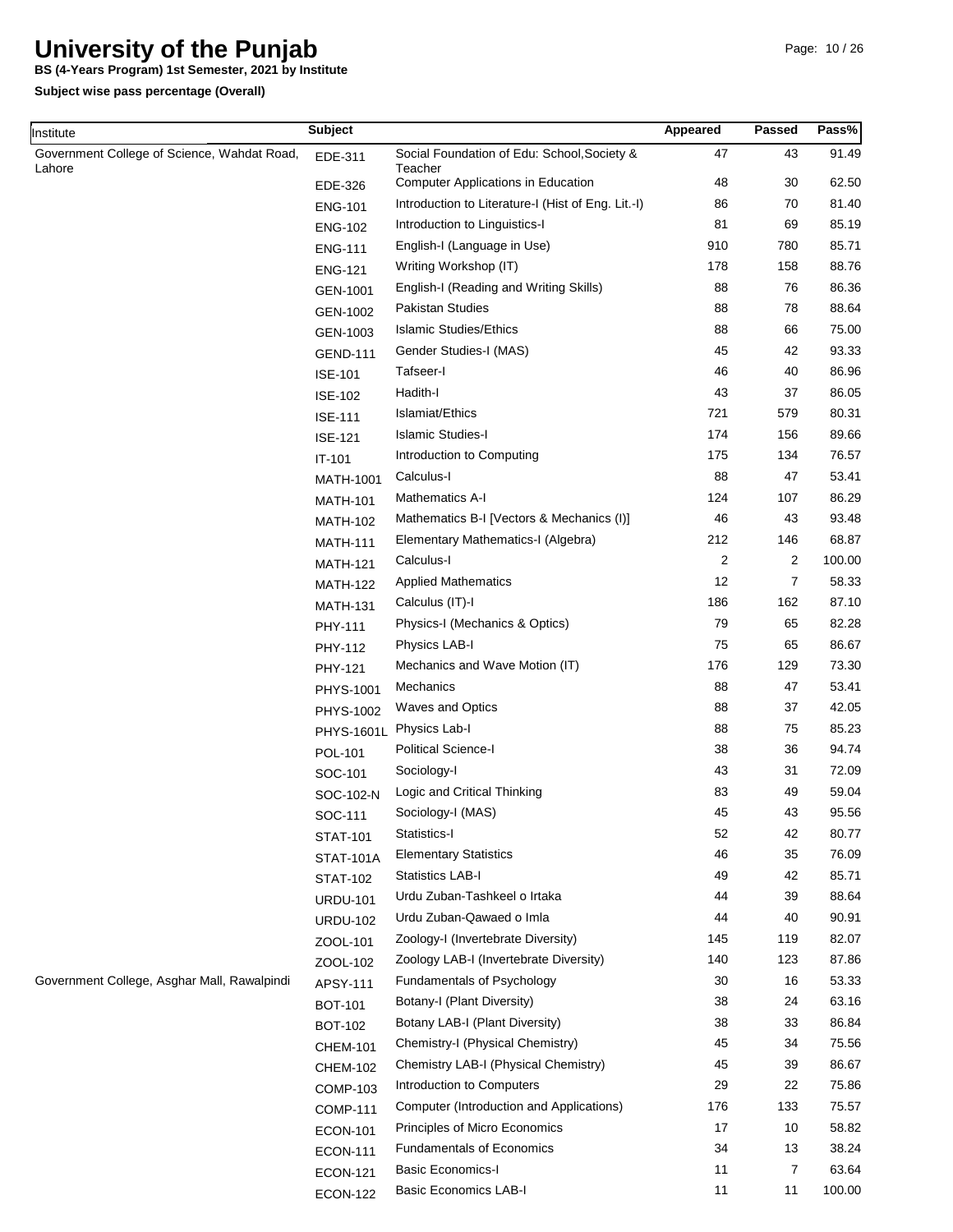# University of the Punjab

**BS (4-Years Program) 1st Semester, 2021 by Institute**

**Subject wise pass percentage (Overall)**

| Institute | Subject | | Appeared | Passed | Pass% |
|---|---|---|---|---|---|
| Government College of Science, Wahdat Road, Lahore | EDE-311 | Social Foundation of Edu: School,Society & Teacher | 47 | 43 | 91.49 |
| | EDE-326 | Computer Applications in Education | 48 | 30 | 62.50 |
| | ENG-101 | Introduction to Literature-I (Hist of Eng. Lit.-I) | 86 | 70 | 81.40 |
| | ENG-102 | Introduction to Linguistics-I | 81 | 69 | 85.19 |
| | ENG-111 | English-I (Language in Use) | 910 | 780 | 85.71 |
| | ENG-121 | Writing Workshop (IT) | 178 | 158 | 88.76 |
| | GEN-1001 | English-I (Reading and Writing Skills) | 88 | 76 | 86.36 |
| | GEN-1002 | Pakistan Studies | 88 | 78 | 88.64 |
| | GEN-1003 | Islamic Studies/Ethics | 88 | 66 | 75.00 |
| | GEND-111 | Gender Studies-I (MAS) | 45 | 42 | 93.33 |
| | ISE-101 | Tafseer-I | 46 | 40 | 86.96 |
| | ISE-102 | Hadith-I | 43 | 37 | 86.05 |
| | ISE-111 | Islamiat/Ethics | 721 | 579 | 80.31 |
| | ISE-121 | Islamic Studies-I | 174 | 156 | 89.66 |
| | IT-101 | Introduction to Computing | 175 | 134 | 76.57 |
| | MATH-1001 | Calculus-I | 88 | 47 | 53.41 |
| | MATH-101 | Mathematics A-I | 124 | 107 | 86.29 |
| | MATH-102 | Mathematics B-I [Vectors & Mechanics (I)] | 46 | 43 | 93.48 |
| | MATH-111 | Elementary Mathematics-I (Algebra) | 212 | 146 | 68.87 |
| | MATH-121 | Calculus-I | 2 | 2 | 100.00 |
| | MATH-122 | Applied Mathematics | 12 | 7 | 58.33 |
| | MATH-131 | Calculus (IT)-I | 186 | 162 | 87.10 |
| | PHY-111 | Physics-I (Mechanics & Optics) | 79 | 65 | 82.28 |
| | PHY-112 | Physics LAB-I | 75 | 65 | 86.67 |
| | PHY-121 | Mechanics and Wave Motion (IT) | 176 | 129 | 73.30 |
| | PHYS-1001 | Mechanics | 88 | 47 | 53.41 |
| | PHYS-1002 | Waves and Optics | 88 | 37 | 42.05 |
| | PHYS-1601L | Physics Lab-I | 88 | 75 | 85.23 |
| | POL-101 | Political Science-I | 38 | 36 | 94.74 |
| | SOC-101 | Sociology-I | 43 | 31 | 72.09 |
| | SOC-102-N | Logic and Critical Thinking | 83 | 49 | 59.04 |
| | SOC-111 | Sociology-I (MAS) | 45 | 43 | 95.56 |
| | STAT-101 | Statistics-I | 52 | 42 | 80.77 |
| | STAT-101A | Elementary Statistics | 46 | 35 | 76.09 |
| | STAT-102 | Statistics LAB-I | 49 | 42 | 85.71 |
| | URDU-101 | Urdu Zuban-Tashkeel o Irtaka | 44 | 39 | 88.64 |
| | URDU-102 | Urdu Zuban-Qawaed o Imla | 44 | 40 | 90.91 |
| | ZOOL-101 | Zoology-I (Invertebrate Diversity) | 145 | 119 | 82.07 |
| | ZOOL-102 | Zoology LAB-I (Invertebrate Diversity) | 140 | 123 | 87.86 |
| Government College, Asghar Mall, Rawalpindi | APSY-111 | Fundamentals of Psychology | 30 | 16 | 53.33 |
| | BOT-101 | Botany-I (Plant Diversity) | 38 | 24 | 63.16 |
| | BOT-102 | Botany LAB-I (Plant Diversity) | 38 | 33 | 86.84 |
| | CHEM-101 | Chemistry-I (Physical Chemistry) | 45 | 34 | 75.56 |
| | CHEM-102 | Chemistry LAB-I (Physical Chemistry) | 45 | 39 | 86.67 |
| | COMP-103 | Introduction to Computers | 29 | 22 | 75.86 |
| | COMP-111 | Computer (Introduction and Applications) | 176 | 133 | 75.57 |
| | ECON-101 | Principles of Micro Economics | 17 | 10 | 58.82 |
| | ECON-111 | Fundamentals of Economics | 34 | 13 | 38.24 |
| | ECON-121 | Basic Economics-I | 11 | 7 | 63.64 |
| | ECON-122 | Basic Economics LAB-I | 11 | 11 | 100.00 |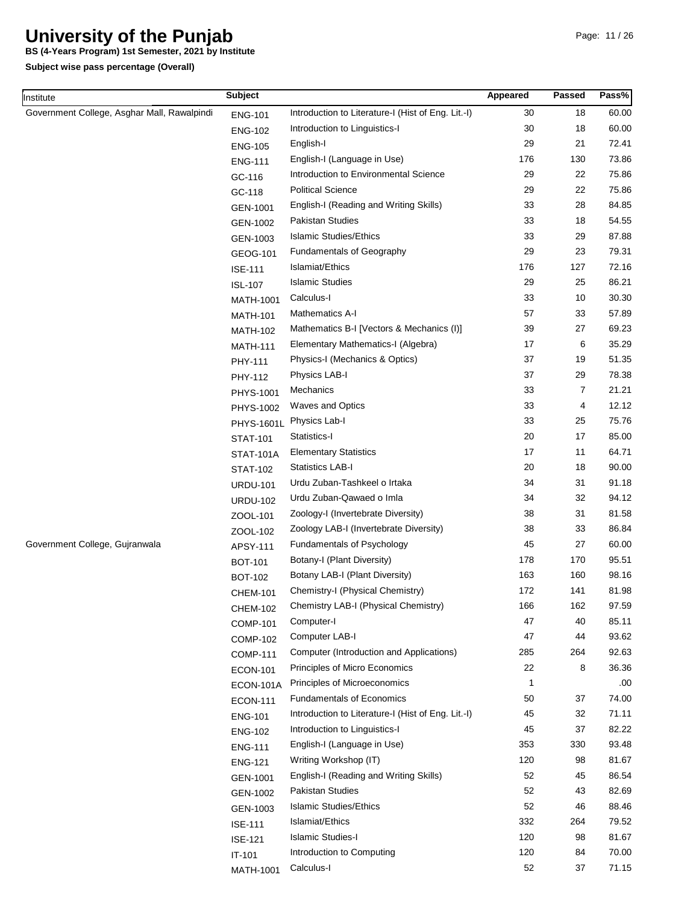# University of the Punjab

**BS (4-Years Program) 1st Semester, 2021 by Institute**

**Subject wise pass percentage (Overall)**

| Institute | Subject | | Appeared | Passed | Pass% |
|---|---|---|---|---|---|
| Government College, Asghar Mall, Rawalpindi | ENG-101 | Introduction to Literature-I (Hist of Eng. Lit.-I) | 30 | 18 | 60.00 |
| | ENG-102 | Introduction to Linguistics-I | 30 | 18 | 60.00 |
| | ENG-105 | English-I | 29 | 21 | 72.41 |
| | ENG-111 | English-I (Language in Use) | 176 | 130 | 73.86 |
| | GC-116 | Introduction to Environmental Science | 29 | 22 | 75.86 |
| | GC-118 | Political Science | 29 | 22 | 75.86 |
| | GEN-1001 | English-I (Reading and Writing Skills) | 33 | 28 | 84.85 |
| | GEN-1002 | Pakistan Studies | 33 | 18 | 54.55 |
| | GEN-1003 | Islamic Studies/Ethics | 33 | 29 | 87.88 |
| | GEOG-101 | Fundamentals of Geography | 29 | 23 | 79.31 |
| | ISE-111 | Islamiat/Ethics | 176 | 127 | 72.16 |
| | ISL-107 | Islamic Studies | 29 | 25 | 86.21 |
| | MATH-1001 | Calculus-I | 33 | 10 | 30.30 |
| | MATH-101 | Mathematics A-I | 57 | 33 | 57.89 |
| | MATH-102 | Mathematics B-I [Vectors & Mechanics (I)] | 39 | 27 | 69.23 |
| | MATH-111 | Elementary Mathematics-I (Algebra) | 17 | 6 | 35.29 |
| | PHY-111 | Physics-I (Mechanics & Optics) | 37 | 19 | 51.35 |
| | PHY-112 | Physics LAB-I | 37 | 29 | 78.38 |
| | PHYS-1001 | Mechanics | 33 | 7 | 21.21 |
| | PHYS-1002 | Waves and Optics | 33 | 4 | 12.12 |
| | PHYS-1601L | Physics Lab-I | 33 | 25 | 75.76 |
| | STAT-101 | Statistics-I | 20 | 17 | 85.00 |
| | STAT-101A | Elementary Statistics | 17 | 11 | 64.71 |
| | STAT-102 | Statistics LAB-I | 20 | 18 | 90.00 |
| | URDU-101 | Urdu Zuban-Tashkeel o Irtaka | 34 | 31 | 91.18 |
| | URDU-102 | Urdu Zuban-Qawaed o Imla | 34 | 32 | 94.12 |
| | ZOOL-101 | Zoology-I (Invertebrate Diversity) | 38 | 31 | 81.58 |
| | ZOOL-102 | Zoology LAB-I (Invertebrate Diversity) | 38 | 33 | 86.84 |
| Government College, Gujranwala | APSY-111 | Fundamentals of Psychology | 45 | 27 | 60.00 |
| | BOT-101 | Botany-I (Plant Diversity) | 178 | 170 | 95.51 |
| | BOT-102 | Botany LAB-I (Plant Diversity) | 163 | 160 | 98.16 |
| | CHEM-101 | Chemistry-I (Physical Chemistry) | 172 | 141 | 81.98 |
| | CHEM-102 | Chemistry LAB-I (Physical Chemistry) | 166 | 162 | 97.59 |
| | COMP-101 | Computer-I | 47 | 40 | 85.11 |
| | COMP-102 | Computer LAB-I | 47 | 44 | 93.62 |
| | COMP-111 | Computer (Introduction and Applications) | 285 | 264 | 92.63 |
| | ECON-101 | Principles of Micro Economics | 22 | 8 | 36.36 |
| | ECON-101A | Principles of Microeconomics | 1 | | .00 |
| | ECON-111 | Fundamentals of Economics | 50 | 37 | 74.00 |
| | ENG-101 | Introduction to Literature-I (Hist of Eng. Lit.-I) | 45 | 32 | 71.11 |
| | ENG-102 | Introduction to Linguistics-I | 45 | 37 | 82.22 |
| | ENG-111 | English-I (Language in Use) | 353 | 330 | 93.48 |
| | ENG-121 | Writing Workshop (IT) | 120 | 98 | 81.67 |
| | GEN-1001 | English-I (Reading and Writing Skills) | 52 | 45 | 86.54 |
| | GEN-1002 | Pakistan Studies | 52 | 43 | 82.69 |
| | GEN-1003 | Islamic Studies/Ethics | 52 | 46 | 88.46 |
| | ISE-111 | Islamiat/Ethics | 332 | 264 | 79.52 |
| | ISE-121 | Islamic Studies-I | 120 | 98 | 81.67 |
| | IT-101 | Introduction to Computing | 120 | 84 | 70.00 |
| | MATH-1001 | Calculus-I | 52 | 37 | 71.15 |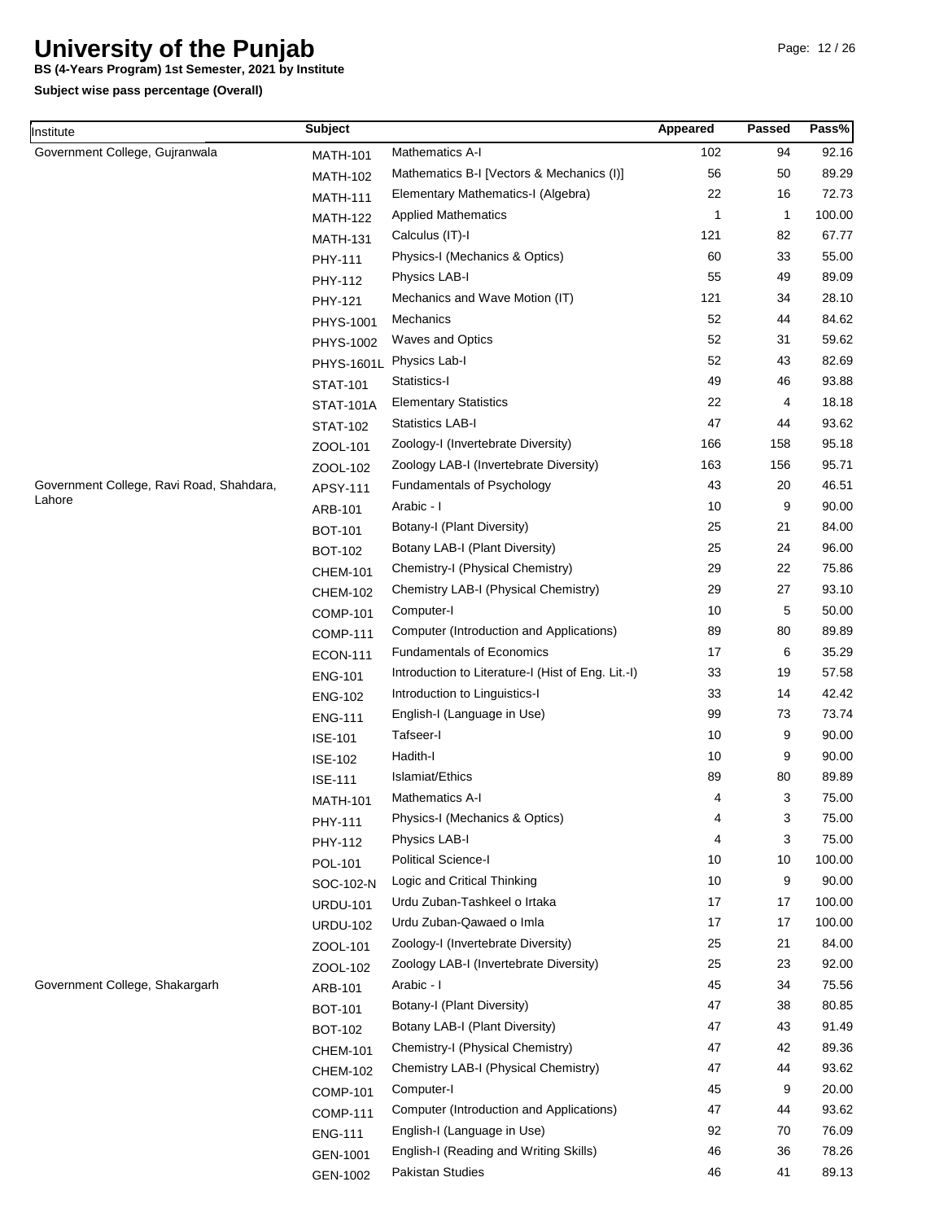# University of the Punjab

**BS (4-Years Program) 1st Semester, 2021 by Institute**

**Subject wise pass percentage (Overall)**

| Institute | Subject | | Appeared | Passed | Pass% |
|---|---|---|---|---|---|
| Government College, Gujranwala | MATH-101 | Mathematics A-I | 102 | 94 | 92.16 |
| | MATH-102 | Mathematics B-I [Vectors & Mechanics (I)] | 56 | 50 | 89.29 |
| | MATH-111 | Elementary Mathematics-I (Algebra) | 22 | 16 | 72.73 |
| | MATH-122 | Applied Mathematics | 1 | 1 | 100.00 |
| | MATH-131 | Calculus (IT)-I | 121 | 82 | 67.77 |
| | PHY-111 | Physics-I (Mechanics & Optics) | 60 | 33 | 55.00 |
| | PHY-112 | Physics LAB-I | 55 | 49 | 89.09 |
| | PHY-121 | Mechanics and Wave Motion (IT) | 121 | 34 | 28.10 |
| | PHYS-1001 | Mechanics | 52 | 44 | 84.62 |
| | PHYS-1002 | Waves and Optics | 52 | 31 | 59.62 |
| | PHYS-1601L | Physics Lab-I | 52 | 43 | 82.69 |
| | STAT-101 | Statistics-I | 49 | 46 | 93.88 |
| | STAT-101A | Elementary Statistics | 22 | 4 | 18.18 |
| | STAT-102 | Statistics LAB-I | 47 | 44 | 93.62 |
| | ZOOL-101 | Zoology-I (Invertebrate Diversity) | 166 | 158 | 95.18 |
| | ZOOL-102 | Zoology LAB-I (Invertebrate Diversity) | 163 | 156 | 95.71 |
| Government College, Ravi Road, Shahdara, Lahore | APSY-111 | Fundamentals of Psychology | 43 | 20 | 46.51 |
| | ARB-101 | Arabic - I | 10 | 9 | 90.00 |
| | BOT-101 | Botany-I (Plant Diversity) | 25 | 21 | 84.00 |
| | BOT-102 | Botany LAB-I (Plant Diversity) | 25 | 24 | 96.00 |
| | CHEM-101 | Chemistry-I (Physical Chemistry) | 29 | 22 | 75.86 |
| | CHEM-102 | Chemistry LAB-I (Physical Chemistry) | 29 | 27 | 93.10 |
| | COMP-101 | Computer-I | 10 | 5 | 50.00 |
| | COMP-111 | Computer (Introduction and Applications) | 89 | 80 | 89.89 |
| | ECON-111 | Fundamentals of Economics | 17 | 6 | 35.29 |
| | ENG-101 | Introduction to Literature-I (Hist of Eng. Lit.-I) | 33 | 19 | 57.58 |
| | ENG-102 | Introduction to Linguistics-I | 33 | 14 | 42.42 |
| | ENG-111 | English-I (Language in Use) | 99 | 73 | 73.74 |
| | ISE-101 | Tafseer-I | 10 | 9 | 90.00 |
| | ISE-102 | Hadith-I | 10 | 9 | 90.00 |
| | ISE-111 | Islamiat/Ethics | 89 | 80 | 89.89 |
| | MATH-101 | Mathematics A-I | 4 | 3 | 75.00 |
| | PHY-111 | Physics-I (Mechanics & Optics) | 4 | 3 | 75.00 |
| | PHY-112 | Physics LAB-I | 4 | 3 | 75.00 |
| | POL-101 | Political Science-I | 10 | 10 | 100.00 |
| | SOC-102-N | Logic and Critical Thinking | 10 | 9 | 90.00 |
| | URDU-101 | Urdu Zuban-Tashkeel o Irtaka | 17 | 17 | 100.00 |
| | URDU-102 | Urdu Zuban-Qawaed o Imla | 17 | 17 | 100.00 |
| | ZOOL-101 | Zoology-I (Invertebrate Diversity) | 25 | 21 | 84.00 |
| | ZOOL-102 | Zoology LAB-I (Invertebrate Diversity) | 25 | 23 | 92.00 |
| Government College, Shakargarh | ARB-101 | Arabic - I | 45 | 34 | 75.56 |
| | BOT-101 | Botany-I (Plant Diversity) | 47 | 38 | 80.85 |
| | BOT-102 | Botany LAB-I (Plant Diversity) | 47 | 43 | 91.49 |
| | CHEM-101 | Chemistry-I (Physical Chemistry) | 47 | 42 | 89.36 |
| | CHEM-102 | Chemistry LAB-I (Physical Chemistry) | 47 | 44 | 93.62 |
| | COMP-101 | Computer-I | 45 | 9 | 20.00 |
| | COMP-111 | Computer (Introduction and Applications) | 47 | 44 | 93.62 |
| | ENG-111 | English-I (Language in Use) | 92 | 70 | 76.09 |
| | GEN-1001 | English-I (Reading and Writing Skills) | 46 | 36 | 78.26 |
| | GEN-1002 | Pakistan Studies | 46 | 41 | 89.13 |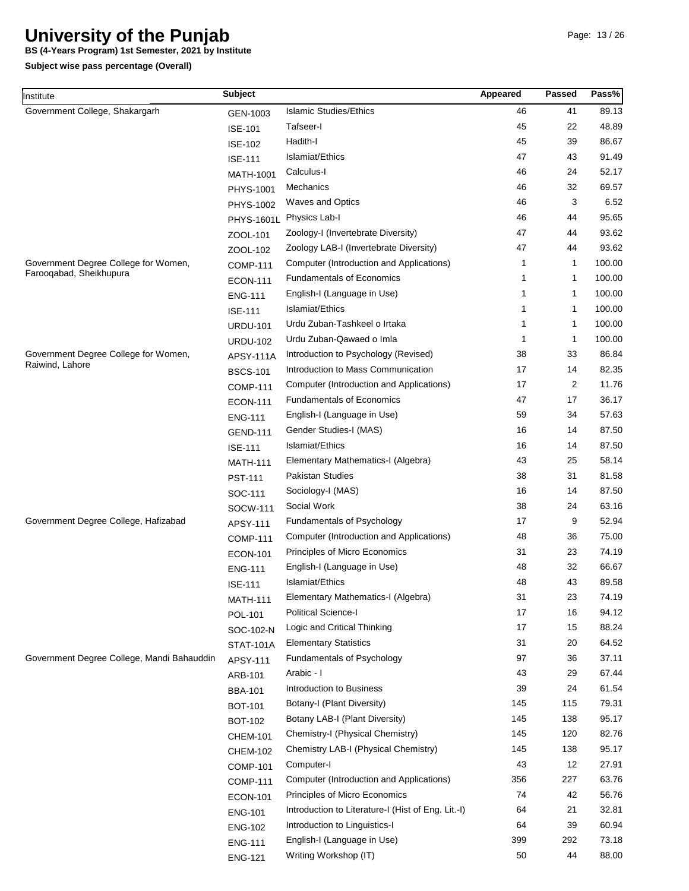# University of the Punjab

**BS (4-Years Program) 1st Semester, 2021 by Institute**

**Subject wise pass percentage (Overall)**

| Institute | Subject | | Appeared | Passed | Pass% |
|---|---|---|---|---|---|
| Government College, Shakargarh | GEN-1003 | Islamic Studies/Ethics | 46 | 41 | 89.13 |
| | ISE-101 | Tafseer-I | 45 | 22 | 48.89 |
| | ISE-102 | Hadith-I | 45 | 39 | 86.67 |
| | ISE-111 | Islamiat/Ethics | 47 | 43 | 91.49 |
| | MATH-1001 | Calculus-I | 46 | 24 | 52.17 |
| | PHYS-1001 | Mechanics | 46 | 32 | 69.57 |
| | PHYS-1002 | Waves and Optics | 46 | 3 | 6.52 |
| | PHYS-1601L | Physics Lab-I | 46 | 44 | 95.65 |
| | ZOOL-101 | Zoology-I (Invertebrate Diversity) | 47 | 44 | 93.62 |
| | ZOOL-102 | Zoology LAB-I (Invertebrate Diversity) | 47 | 44 | 93.62 |
| Government Degree College for Women, Farooqabad, Sheikhupura | COMP-111 | Computer (Introduction and Applications) | 1 | 1 | 100.00 |
| | ECON-111 | Fundamentals of Economics | 1 | 1 | 100.00 |
| | ENG-111 | English-I (Language in Use) | 1 | 1 | 100.00 |
| | ISE-111 | Islamiat/Ethics | 1 | 1 | 100.00 |
| | URDU-101 | Urdu Zuban-Tashkeel o Irtaka | 1 | 1 | 100.00 |
| | URDU-102 | Urdu Zuban-Qawaed o Imla | 1 | 1 | 100.00 |
| Government Degree College for Women, Raiwind, Lahore | APSY-111A | Introduction to Psychology (Revised) | 38 | 33 | 86.84 |
| | BSCS-101 | Introduction to Mass Communication | 17 | 14 | 82.35 |
| | COMP-111 | Computer (Introduction and Applications) | 17 | 2 | 11.76 |
| | ECON-111 | Fundamentals of Economics | 47 | 17 | 36.17 |
| | ENG-111 | English-I (Language in Use) | 59 | 34 | 57.63 |
| | GEND-111 | Gender Studies-I (MAS) | 16 | 14 | 87.50 |
| | ISE-111 | Islamiat/Ethics | 16 | 14 | 87.50 |
| | MATH-111 | Elementary Mathematics-I (Algebra) | 43 | 25 | 58.14 |
| | PST-111 | Pakistan Studies | 38 | 31 | 81.58 |
| | SOC-111 | Sociology-I (MAS) | 16 | 14 | 87.50 |
| | SOCW-111 | Social Work | 38 | 24 | 63.16 |
| Government Degree College, Hafizabad | APSY-111 | Fundamentals of Psychology | 17 | 9 | 52.94 |
| | COMP-111 | Computer (Introduction and Applications) | 48 | 36 | 75.00 |
| | ECON-101 | Principles of Micro Economics | 31 | 23 | 74.19 |
| | ENG-111 | English-I (Language in Use) | 48 | 32 | 66.67 |
| | ISE-111 | Islamiat/Ethics | 48 | 43 | 89.58 |
| | MATH-111 | Elementary Mathematics-I (Algebra) | 31 | 23 | 74.19 |
| | POL-101 | Political Science-I | 17 | 16 | 94.12 |
| | SOC-102-N | Logic and Critical Thinking | 17 | 15 | 88.24 |
| | STAT-101A | Elementary Statistics | 31 | 20 | 64.52 |
| Government Degree College, Mandi Bahauddin | APSY-111 | Fundamentals of Psychology | 97 | 36 | 37.11 |
| | ARB-101 | Arabic - I | 43 | 29 | 67.44 |
| | BBA-101 | Introduction to Business | 39 | 24 | 61.54 |
| | BOT-101 | Botany-I (Plant Diversity) | 145 | 115 | 79.31 |
| | BOT-102 | Botany LAB-I (Plant Diversity) | 145 | 138 | 95.17 |
| | CHEM-101 | Chemistry-I (Physical Chemistry) | 145 | 120 | 82.76 |
| | CHEM-102 | Chemistry LAB-I (Physical Chemistry) | 145 | 138 | 95.17 |
| | COMP-101 | Computer-I | 43 | 12 | 27.91 |
| | COMP-111 | Computer (Introduction and Applications) | 356 | 227 | 63.76 |
| | ECON-101 | Principles of Micro Economics | 74 | 42 | 56.76 |
| | ENG-101 | Introduction to Literature-I (Hist of Eng. Lit.-I) | 64 | 21 | 32.81 |
| | ENG-102 | Introduction to Linguistics-I | 64 | 39 | 60.94 |
| | ENG-111 | English-I (Language in Use) | 399 | 292 | 73.18 |
| | ENG-121 | Writing Workshop (IT) | 50 | 44 | 88.00 |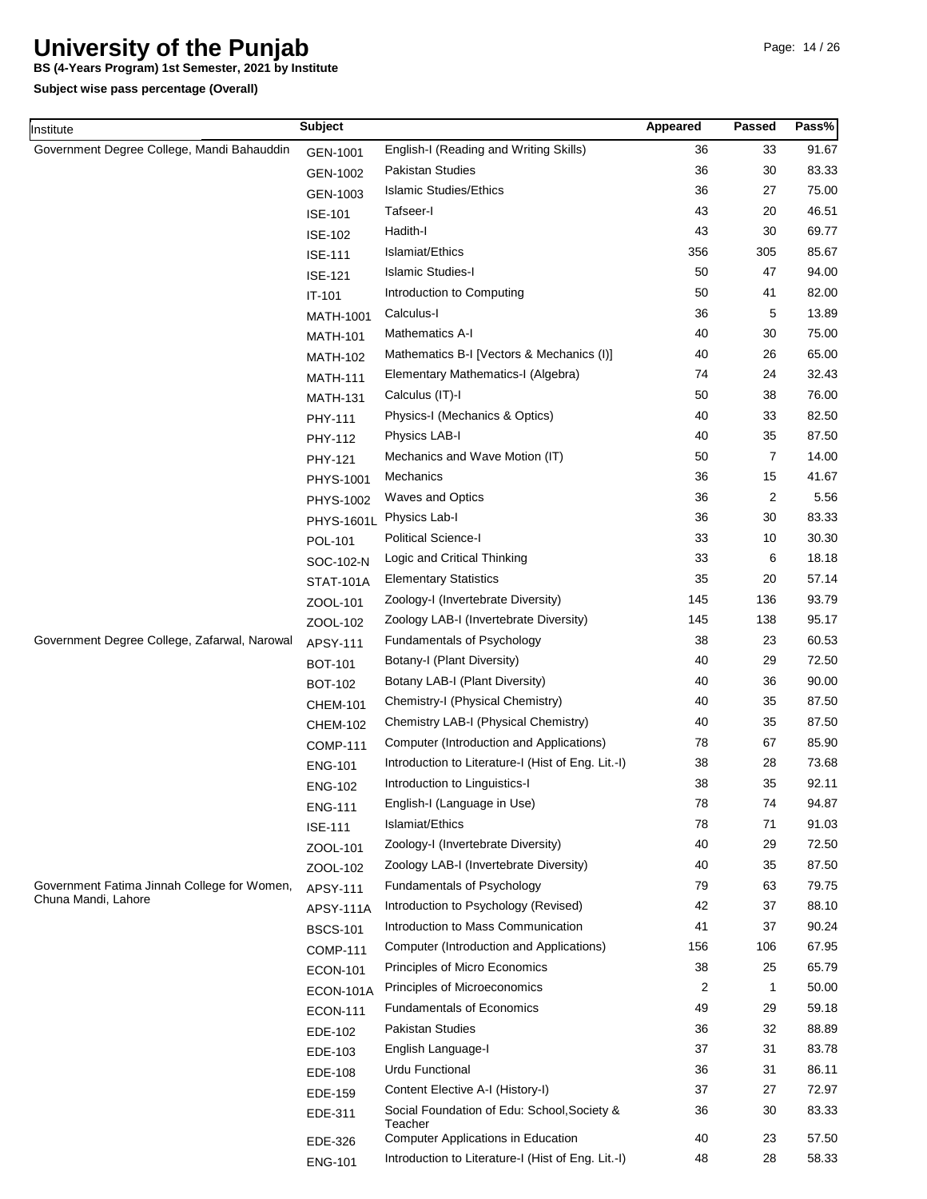# University of the Punjab

**BS (4-Years Program) 1st Semester, 2021 by Institute**

**Subject wise pass percentage (Overall)**

| Institute | Subject | | Appeared | Passed | Pass% |
|---|---|---|---|---|---|
| Government Degree College, Mandi Bahauddin | GEN-1001 | English-I (Reading and Writing Skills) | 36 | 33 | 91.67 |
| | GEN-1002 | Pakistan Studies | 36 | 30 | 83.33 |
| | GEN-1003 | Islamic Studies/Ethics | 36 | 27 | 75.00 |
| | ISE-101 | Tafseer-I | 43 | 20 | 46.51 |
| | ISE-102 | Hadith-I | 43 | 30 | 69.77 |
| | ISE-111 | Islamiat/Ethics | 356 | 305 | 85.67 |
| | ISE-121 | Islamic Studies-I | 50 | 47 | 94.00 |
| | IT-101 | Introduction to Computing | 50 | 41 | 82.00 |
| | MATH-1001 | Calculus-I | 36 | 5 | 13.89 |
| | MATH-101 | Mathematics A-I | 40 | 30 | 75.00 |
| | MATH-102 | Mathematics B-I [Vectors & Mechanics (I)] | 40 | 26 | 65.00 |
| | MATH-111 | Elementary Mathematics-I (Algebra) | 74 | 24 | 32.43 |
| | MATH-131 | Calculus (IT)-I | 50 | 38 | 76.00 |
| | PHY-111 | Physics-I (Mechanics & Optics) | 40 | 33 | 82.50 |
| | PHY-112 | Physics LAB-I | 40 | 35 | 87.50 |
| | PHY-121 | Mechanics and Wave Motion (IT) | 50 | 7 | 14.00 |
| | PHYS-1001 | Mechanics | 36 | 15 | 41.67 |
| | PHYS-1002 | Waves and Optics | 36 | 2 | 5.56 |
| | PHYS-1601L | Physics Lab-I | 36 | 30 | 83.33 |
| | POL-101 | Political Science-I | 33 | 10 | 30.30 |
| | SOC-102-N | Logic and Critical Thinking | 33 | 6 | 18.18 |
| | STAT-101A | Elementary Statistics | 35 | 20 | 57.14 |
| | ZOOL-101 | Zoology-I (Invertebrate Diversity) | 145 | 136 | 93.79 |
| | ZOOL-102 | Zoology LAB-I (Invertebrate Diversity) | 145 | 138 | 95.17 |
| Government Degree College, Zafarwal, Narowal | APSY-111 | Fundamentals of Psychology | 38 | 23 | 60.53 |
| | BOT-101 | Botany-I (Plant Diversity) | 40 | 29 | 72.50 |
| | BOT-102 | Botany LAB-I (Plant Diversity) | 40 | 36 | 90.00 |
| | CHEM-101 | Chemistry-I (Physical Chemistry) | 40 | 35 | 87.50 |
| | CHEM-102 | Chemistry LAB-I (Physical Chemistry) | 40 | 35 | 87.50 |
| | COMP-111 | Computer (Introduction and Applications) | 78 | 67 | 85.90 |
| | ENG-101 | Introduction to Literature-I (Hist of Eng. Lit.-I) | 38 | 28 | 73.68 |
| | ENG-102 | Introduction to Linguistics-I | 38 | 35 | 92.11 |
| | ENG-111 | English-I (Language in Use) | 78 | 74 | 94.87 |
| | ISE-111 | Islamiat/Ethics | 78 | 71 | 91.03 |
| | ZOOL-101 | Zoology-I (Invertebrate Diversity) | 40 | 29 | 72.50 |
| | ZOOL-102 | Zoology LAB-I (Invertebrate Diversity) | 40 | 35 | 87.50 |
| Government Fatima Jinnah College for Women, Chuna Mandi, Lahore | APSY-111 | Fundamentals of Psychology | 79 | 63 | 79.75 |
| | APSY-111A | Introduction to Psychology (Revised) | 42 | 37 | 88.10 |
| | BSCS-101 | Introduction to Mass Communication | 41 | 37 | 90.24 |
| | COMP-111 | Computer (Introduction and Applications) | 156 | 106 | 67.95 |
| | ECON-101 | Principles of Micro Economics | 38 | 25 | 65.79 |
| | ECON-101A | Principles of Microeconomics | 2 | 1 | 50.00 |
| | ECON-111 | Fundamentals of Economics | 49 | 29 | 59.18 |
| | EDE-102 | Pakistan Studies | 36 | 32 | 88.89 |
| | EDE-103 | English Language-I | 37 | 31 | 83.78 |
| | EDE-108 | Urdu Functional | 36 | 31 | 86.11 |
| | EDE-159 | Content Elective A-I (History-I) | 37 | 27 | 72.97 |
| | EDE-311 | Social Foundation of Edu: School,Society & Teacher | 36 | 30 | 83.33 |
| | EDE-326 | Computer Applications in Education | 40 | 23 | 57.50 |
| | ENG-101 | Introduction to Literature-I (Hist of Eng. Lit.-I) | 48 | 28 | 58.33 |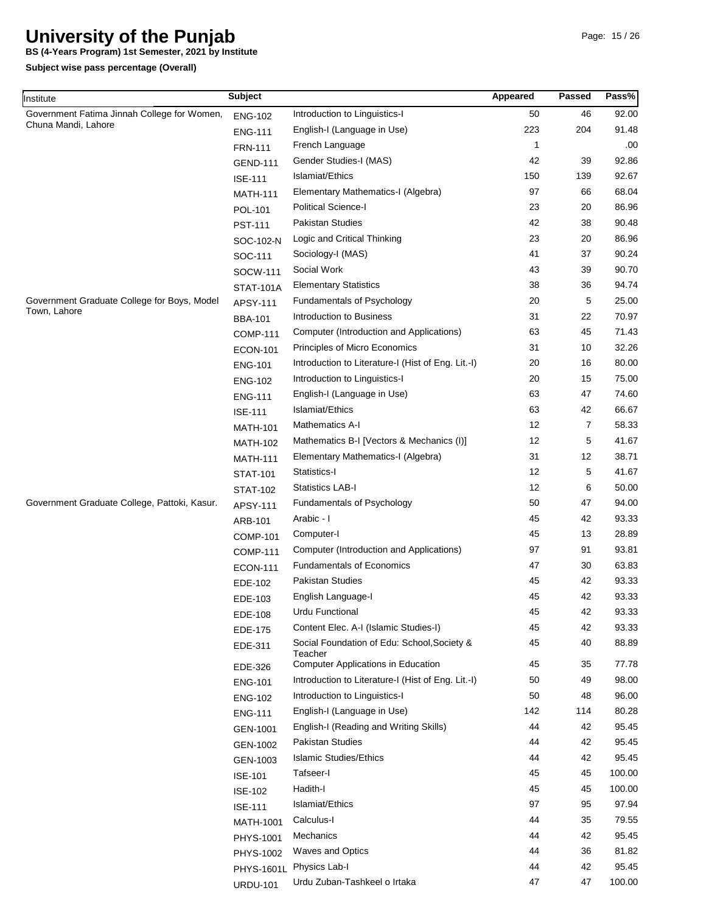# University of the Punjab

**BS (4-Years Program) 1st Semester, 2021 by Institute**

**Subject wise pass percentage (Overall)**

| Institute | Subject | | Appeared | Passed | Pass% |
|---|---|---|---|---|---|
| Government Fatima Jinnah College for Women, Chuna Mandi, Lahore | ENG-102 | Introduction to Linguistics-I | 50 | 46 | 92.00 |
| | ENG-111 | English-I (Language in Use) | 223 | 204 | 91.48 |
| | FRN-111 | French Language | 1 | | .00 |
| | GEND-111 | Gender Studies-I (MAS) | 42 | 39 | 92.86 |
| | ISE-111 | Islamiat/Ethics | 150 | 139 | 92.67 |
| | MATH-111 | Elementary Mathematics-I (Algebra) | 97 | 66 | 68.04 |
| | POL-101 | Political Science-I | 23 | 20 | 86.96 |
| | PST-111 | Pakistan Studies | 42 | 38 | 90.48 |
| | SOC-102-N | Logic and Critical Thinking | 23 | 20 | 86.96 |
| | SOC-111 | Sociology-I (MAS) | 41 | 37 | 90.24 |
| | SOCW-111 | Social Work | 43 | 39 | 90.70 |
| | STAT-101A | Elementary Statistics | 38 | 36 | 94.74 |
| Government Graduate College for Boys, Model Town, Lahore | APSY-111 | Fundamentals of Psychology | 20 | 5 | 25.00 |
| | BBA-101 | Introduction to Business | 31 | 22 | 70.97 |
| | COMP-111 | Computer (Introduction and Applications) | 63 | 45 | 71.43 |
| | ECON-101 | Principles of Micro Economics | 31 | 10 | 32.26 |
| | ENG-101 | Introduction to Literature-I (Hist of Eng. Lit.-I) | 20 | 16 | 80.00 |
| | ENG-102 | Introduction to Linguistics-I | 20 | 15 | 75.00 |
| | ENG-111 | English-I (Language in Use) | 63 | 47 | 74.60 |
| | ISE-111 | Islamiat/Ethics | 63 | 42 | 66.67 |
| | MATH-101 | Mathematics A-I | 12 | 7 | 58.33 |
| | MATH-102 | Mathematics B-I [Vectors & Mechanics (I)] | 12 | 5 | 41.67 |
| | MATH-111 | Elementary Mathematics-I (Algebra) | 31 | 12 | 38.71 |
| | STAT-101 | Statistics-I | 12 | 5 | 41.67 |
| | STAT-102 | Statistics LAB-I | 12 | 6 | 50.00 |
| Government Graduate College, Pattoki, Kasur. | APSY-111 | Fundamentals of Psychology | 50 | 47 | 94.00 |
| | ARB-101 | Arabic - I | 45 | 42 | 93.33 |
| | COMP-101 | Computer-I | 45 | 13 | 28.89 |
| | COMP-111 | Computer (Introduction and Applications) | 97 | 91 | 93.81 |
| | ECON-111 | Fundamentals of Economics | 47 | 30 | 63.83 |
| | EDE-102 | Pakistan Studies | 45 | 42 | 93.33 |
| | EDE-103 | English Language-I | 45 | 42 | 93.33 |
| | EDE-108 | Urdu Functional | 45 | 42 | 93.33 |
| | EDE-175 | Content Elec. A-I (Islamic Studies-I) | 45 | 42 | 93.33 |
| | EDE-311 | Social Foundation of Edu: School,Society & Teacher | 45 | 40 | 88.89 |
| | EDE-326 | Computer Applications in Education | 45 | 35 | 77.78 |
| | ENG-101 | Introduction to Literature-I (Hist of Eng. Lit.-I) | 50 | 49 | 98.00 |
| | ENG-102 | Introduction to Linguistics-I | 50 | 48 | 96.00 |
| | ENG-111 | English-I (Language in Use) | 142 | 114 | 80.28 |
| | GEN-1001 | English-I (Reading and Writing Skills) | 44 | 42 | 95.45 |
| | GEN-1002 | Pakistan Studies | 44 | 42 | 95.45 |
| | GEN-1003 | Islamic Studies/Ethics | 44 | 42 | 95.45 |
| | ISE-101 | Tafseer-I | 45 | 45 | 100.00 |
| | ISE-102 | Hadith-I | 45 | 45 | 100.00 |
| | ISE-111 | Islamiat/Ethics | 97 | 95 | 97.94 |
| | MATH-1001 | Calculus-I | 44 | 35 | 79.55 |
| | PHYS-1001 | Mechanics | 44 | 42 | 95.45 |
| | PHYS-1002 | Waves and Optics | 44 | 36 | 81.82 |
| | PHYS-1601L | Physics Lab-I | 44 | 42 | 95.45 |
| | URDU-101 | Urdu Zuban-Tashkeel o Irtaka | 47 | 47 | 100.00 |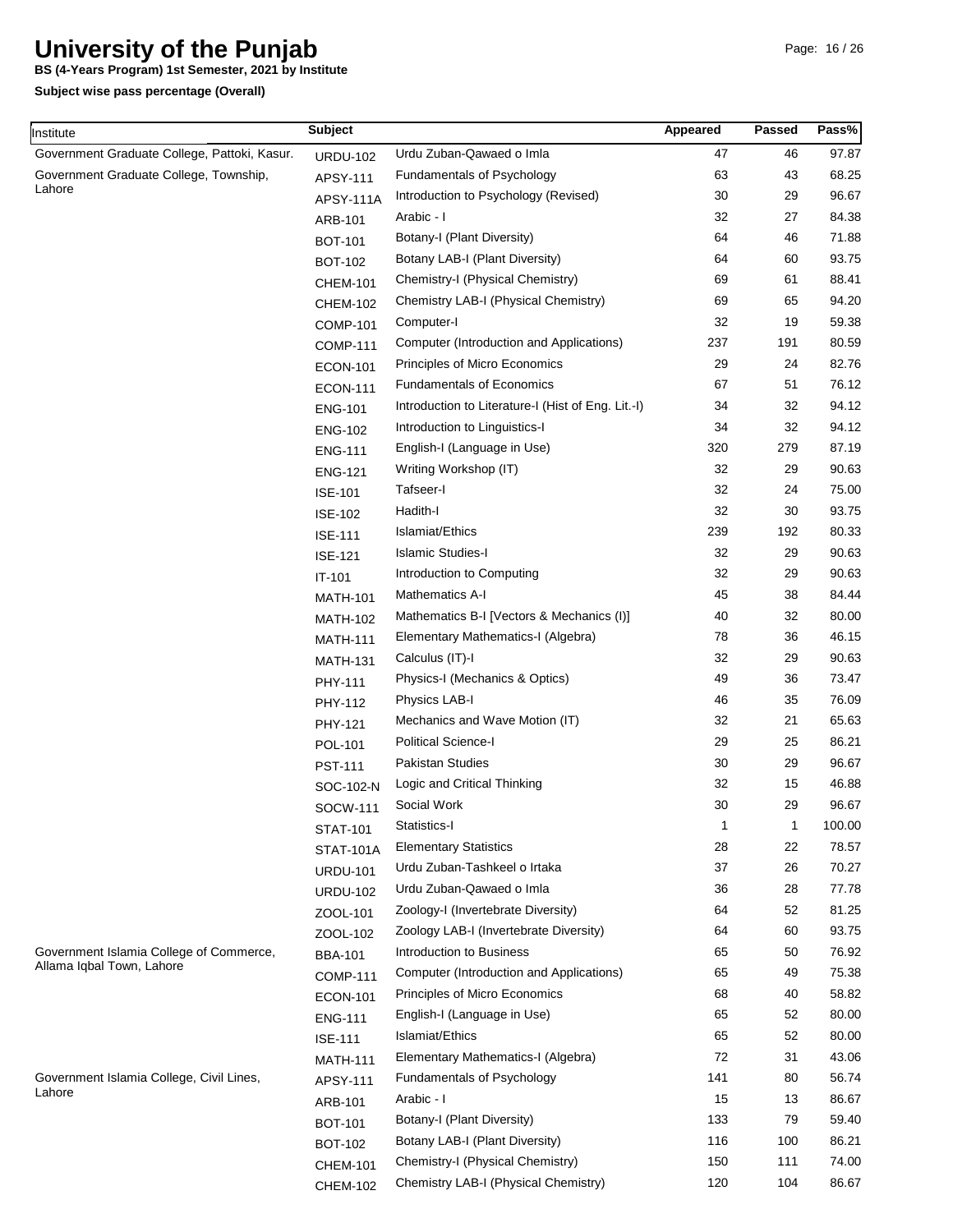# University of the Punjab

**BS (4-Years Program) 1st Semester, 2021 by Institute**

**Subject wise pass percentage (Overall)**

| Institute | Subject | | Appeared | Passed | Pass% |
|---|---|---|---|---|---|
| Government Graduate College, Pattoki, Kasur. | URDU-102 | Urdu Zuban-Qawaed o Imla | 47 | 46 | 97.87 |
| Government Graduate College, Township, Lahore | APSY-111 | Fundamentals of Psychology | 63 | 43 | 68.25 |
| | APSY-111A | Introduction to Psychology (Revised) | 30 | 29 | 96.67 |
| | ARB-101 | Arabic - I | 32 | 27 | 84.38 |
| | BOT-101 | Botany-I (Plant Diversity) | 64 | 46 | 71.88 |
| | BOT-102 | Botany LAB-I (Plant Diversity) | 64 | 60 | 93.75 |
| | CHEM-101 | Chemistry-I (Physical Chemistry) | 69 | 61 | 88.41 |
| | CHEM-102 | Chemistry LAB-I (Physical Chemistry) | 69 | 65 | 94.20 |
| | COMP-101 | Computer-I | 32 | 19 | 59.38 |
| | COMP-111 | Computer (Introduction and Applications) | 237 | 191 | 80.59 |
| | ECON-101 | Principles of Micro Economics | 29 | 24 | 82.76 |
| | ECON-111 | Fundamentals of Economics | 67 | 51 | 76.12 |
| | ENG-101 | Introduction to Literature-I (Hist of Eng. Lit.-I) | 34 | 32 | 94.12 |
| | ENG-102 | Introduction to Linguistics-I | 34 | 32 | 94.12 |
| | ENG-111 | English-I (Language in Use) | 320 | 279 | 87.19 |
| | ENG-121 | Writing Workshop (IT) | 32 | 29 | 90.63 |
| | ISE-101 | Tafseer-I | 32 | 24 | 75.00 |
| | ISE-102 | Hadith-I | 32 | 30 | 93.75 |
| | ISE-111 | Islamiat/Ethics | 239 | 192 | 80.33 |
| | ISE-121 | Islamic Studies-I | 32 | 29 | 90.63 |
| | IT-101 | Introduction to Computing | 32 | 29 | 90.63 |
| | MATH-101 | Mathematics A-I | 45 | 38 | 84.44 |
| | MATH-102 | Mathematics B-I [Vectors & Mechanics (I)] | 40 | 32 | 80.00 |
| | MATH-111 | Elementary Mathematics-I (Algebra) | 78 | 36 | 46.15 |
| | MATH-131 | Calculus (IT)-I | 32 | 29 | 90.63 |
| | PHY-111 | Physics-I (Mechanics & Optics) | 49 | 36 | 73.47 |
| | PHY-112 | Physics LAB-I | 46 | 35 | 76.09 |
| | PHY-121 | Mechanics and Wave Motion (IT) | 32 | 21 | 65.63 |
| | POL-101 | Political Science-I | 29 | 25 | 86.21 |
| | PST-111 | Pakistan Studies | 30 | 29 | 96.67 |
| | SOC-102-N | Logic and Critical Thinking | 32 | 15 | 46.88 |
| | SOCW-111 | Social Work | 30 | 29 | 96.67 |
| | STAT-101 | Statistics-I | 1 | 1 | 100.00 |
| | STAT-101A | Elementary Statistics | 28 | 22 | 78.57 |
| | URDU-101 | Urdu Zuban-Tashkeel o Irtaka | 37 | 26 | 70.27 |
| | URDU-102 | Urdu Zuban-Qawaed o Imla | 36 | 28 | 77.78 |
| | ZOOL-101 | Zoology-I (Invertebrate Diversity) | 64 | 52 | 81.25 |
| | ZOOL-102 | Zoology LAB-I (Invertebrate Diversity) | 64 | 60 | 93.75 |
| Government Islamia College of Commerce, Allama Iqbal Town, Lahore | BBA-101 | Introduction to Business | 65 | 50 | 76.92 |
| | COMP-111 | Computer (Introduction and Applications) | 65 | 49 | 75.38 |
| | ECON-101 | Principles of Micro Economics | 68 | 40 | 58.82 |
| | ENG-111 | English-I (Language in Use) | 65 | 52 | 80.00 |
| | ISE-111 | Islamiat/Ethics | 65 | 52 | 80.00 |
| | MATH-111 | Elementary Mathematics-I (Algebra) | 72 | 31 | 43.06 |
| Government Islamia College, Civil Lines, Lahore | APSY-111 | Fundamentals of Psychology | 141 | 80 | 56.74 |
| | ARB-101 | Arabic - I | 15 | 13 | 86.67 |
| | BOT-101 | Botany-I (Plant Diversity) | 133 | 79 | 59.40 |
| | BOT-102 | Botany LAB-I (Plant Diversity) | 116 | 100 | 86.21 |
| | CHEM-101 | Chemistry-I (Physical Chemistry) | 150 | 111 | 74.00 |
| | CHEM-102 | Chemistry LAB-I (Physical Chemistry) | 120 | 104 | 86.67 |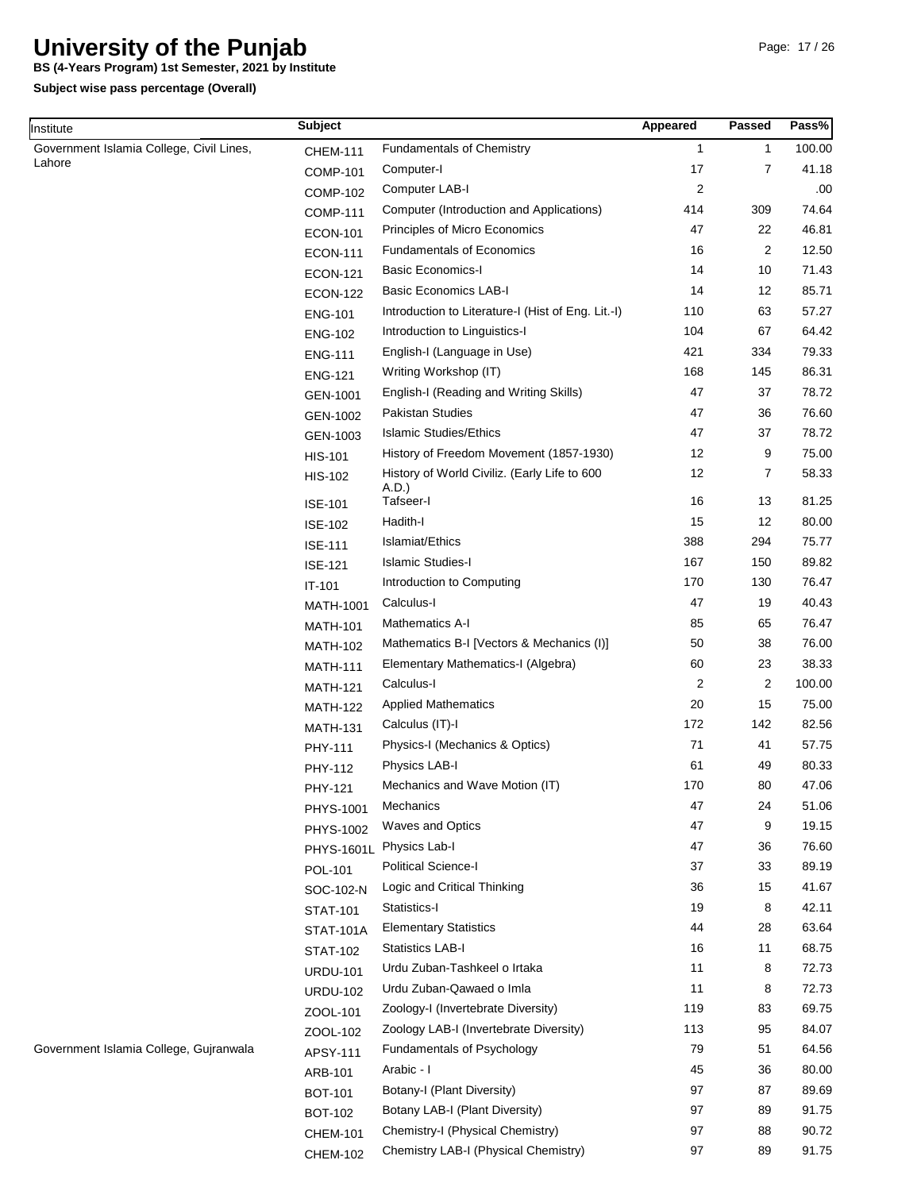# University of the Punjab

**BS (4-Years Program) 1st Semester, 2021 by Institute**

**Subject wise pass percentage (Overall)**

| Institute | Subject | | Appeared | Passed | Pass% |
|---|---|---|---|---|---|
| Government Islamia College, Civil Lines, Lahore | CHEM-111 | Fundamentals of Chemistry | 1 | 1 | 100.00 |
| | COMP-101 | Computer-I | 17 | 7 | 41.18 |
| | COMP-102 | Computer LAB-I | 2 | | .00 |
| | COMP-111 | Computer (Introduction and Applications) | 414 | 309 | 74.64 |
| | ECON-101 | Principles of Micro Economics | 47 | 22 | 46.81 |
| | ECON-111 | Fundamentals of Economics | 16 | 2 | 12.50 |
| | ECON-121 | Basic Economics-I | 14 | 10 | 71.43 |
| | ECON-122 | Basic Economics LAB-I | 14 | 12 | 85.71 |
| | ENG-101 | Introduction to Literature-I (Hist of Eng. Lit.-I) | 110 | 63 | 57.27 |
| | ENG-102 | Introduction to Linguistics-I | 104 | 67 | 64.42 |
| | ENG-111 | English-I (Language in Use) | 421 | 334 | 79.33 |
| | ENG-121 | Writing Workshop (IT) | 168 | 145 | 86.31 |
| | GEN-1001 | English-I (Reading and Writing Skills) | 47 | 37 | 78.72 |
| | GEN-1002 | Pakistan Studies | 47 | 36 | 76.60 |
| | GEN-1003 | Islamic Studies/Ethics | 47 | 37 | 78.72 |
| | HIS-101 | History of Freedom Movement (1857-1930) | 12 | 9 | 75.00 |
| | HIS-102 | History of World Civiliz. (Early Life to 600 A.D.) | 12 | 7 | 58.33 |
| | ISE-101 | Tafseer-I | 16 | 13 | 81.25 |
| | ISE-102 | Hadith-I | 15 | 12 | 80.00 |
| | ISE-111 | Islamiat/Ethics | 388 | 294 | 75.77 |
| | ISE-121 | Islamic Studies-I | 167 | 150 | 89.82 |
| | IT-101 | Introduction to Computing | 170 | 130 | 76.47 |
| | MATH-1001 | Calculus-I | 47 | 19 | 40.43 |
| | MATH-101 | Mathematics A-I | 85 | 65 | 76.47 |
| | MATH-102 | Mathematics B-I [Vectors & Mechanics (I)] | 50 | 38 | 76.00 |
| | MATH-111 | Elementary Mathematics-I (Algebra) | 60 | 23 | 38.33 |
| | MATH-121 | Calculus-I | 2 | 2 | 100.00 |
| | MATH-122 | Applied Mathematics | 20 | 15 | 75.00 |
| | MATH-131 | Calculus (IT)-I | 172 | 142 | 82.56 |
| | PHY-111 | Physics-I (Mechanics & Optics) | 71 | 41 | 57.75 |
| | PHY-112 | Physics LAB-I | 61 | 49 | 80.33 |
| | PHY-121 | Mechanics and Wave Motion (IT) | 170 | 80 | 47.06 |
| | PHYS-1001 | Mechanics | 47 | 24 | 51.06 |
| | PHYS-1002 | Waves and Optics | 47 | 9 | 19.15 |
| | PHYS-1601L | Physics Lab-I | 47 | 36 | 76.60 |
| | POL-101 | Political Science-I | 37 | 33 | 89.19 |
| | SOC-102-N | Logic and Critical Thinking | 36 | 15 | 41.67 |
| | STAT-101 | Statistics-I | 19 | 8 | 42.11 |
| | STAT-101A | Elementary Statistics | 44 | 28 | 63.64 |
| | STAT-102 | Statistics LAB-I | 16 | 11 | 68.75 |
| | URDU-101 | Urdu Zuban-Tashkeel o Irtaka | 11 | 8 | 72.73 |
| | URDU-102 | Urdu Zuban-Qawaed o Imla | 11 | 8 | 72.73 |
| | ZOOL-101 | Zoology-I (Invertebrate Diversity) | 119 | 83 | 69.75 |
| | ZOOL-102 | Zoology LAB-I (Invertebrate Diversity) | 113 | 95 | 84.07 |
| Government Islamia College, Gujranwala | APSY-111 | Fundamentals of Psychology | 79 | 51 | 64.56 |
| | ARB-101 | Arabic - I | 45 | 36 | 80.00 |
| | BOT-101 | Botany-I (Plant Diversity) | 97 | 87 | 89.69 |
| | BOT-102 | Botany LAB-I (Plant Diversity) | 97 | 89 | 91.75 |
| | CHEM-101 | Chemistry-I (Physical Chemistry) | 97 | 88 | 90.72 |
| | CHEM-102 | Chemistry LAB-I (Physical Chemistry) | 97 | 89 | 91.75 |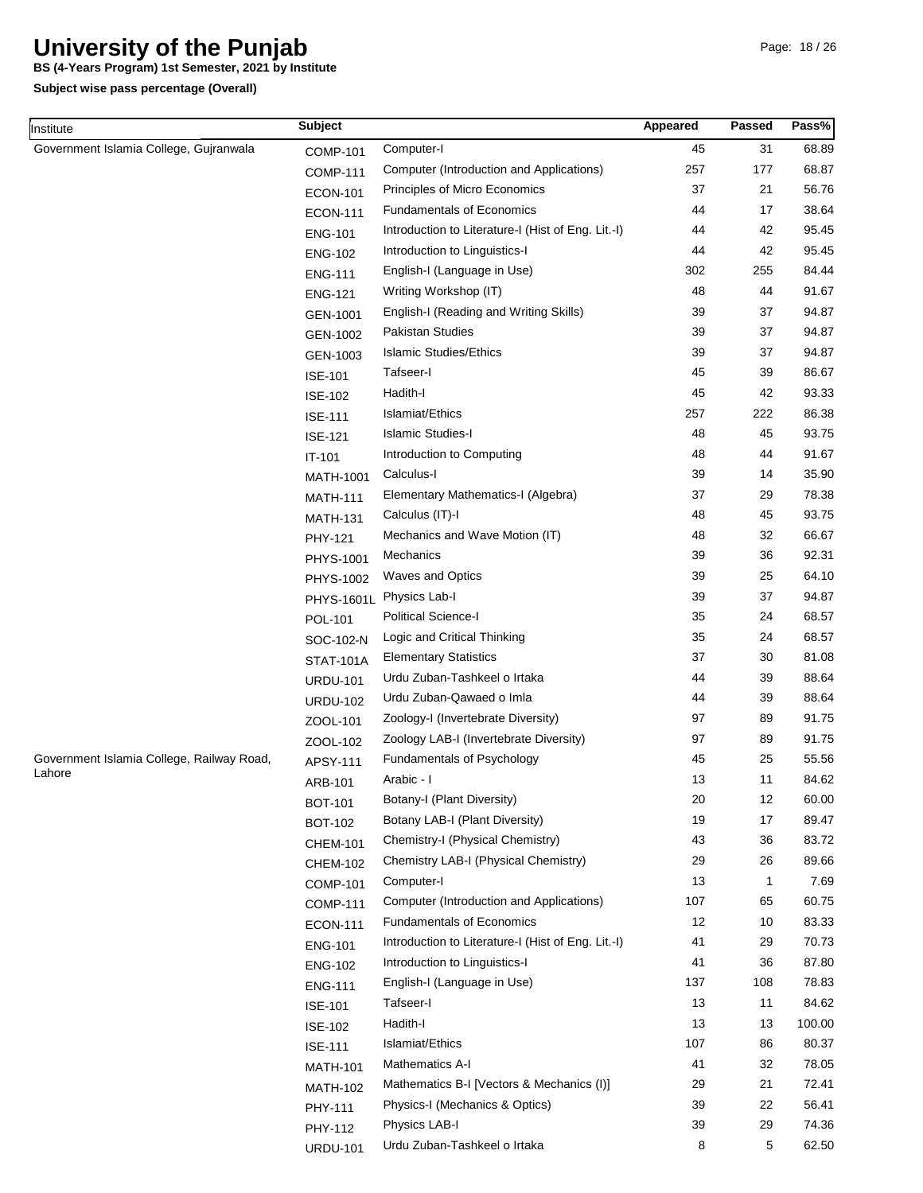# University of the Punjab

**BS (4-Years Program) 1st Semester, 2021 by Institute**

**Subject wise pass percentage (Overall)**

| Institute | Subject | | Appeared | Passed | Pass% |
|---|---|---|---|---|---|
| Government Islamia College, Gujranwala | COMP-101 | Computer-I | 45 | 31 | 68.89 |
| | COMP-111 | Computer (Introduction and Applications) | 257 | 177 | 68.87 |
| | ECON-101 | Principles of Micro Economics | 37 | 21 | 56.76 |
| | ECON-111 | Fundamentals of Economics | 44 | 17 | 38.64 |
| | ENG-101 | Introduction to Literature-I (Hist of Eng. Lit.-I) | 44 | 42 | 95.45 |
| | ENG-102 | Introduction to Linguistics-I | 44 | 42 | 95.45 |
| | ENG-111 | English-I (Language in Use) | 302 | 255 | 84.44 |
| | ENG-121 | Writing Workshop (IT) | 48 | 44 | 91.67 |
| | GEN-1001 | English-I (Reading and Writing Skills) | 39 | 37 | 94.87 |
| | GEN-1002 | Pakistan Studies | 39 | 37 | 94.87 |
| | GEN-1003 | Islamic Studies/Ethics | 39 | 37 | 94.87 |
| | ISE-101 | Tafseer-I | 45 | 39 | 86.67 |
| | ISE-102 | Hadith-I | 45 | 42 | 93.33 |
| | ISE-111 | Islamiat/Ethics | 257 | 222 | 86.38 |
| | ISE-121 | Islamic Studies-I | 48 | 45 | 93.75 |
| | IT-101 | Introduction to Computing | 48 | 44 | 91.67 |
| | MATH-1001 | Calculus-I | 39 | 14 | 35.90 |
| | MATH-111 | Elementary Mathematics-I (Algebra) | 37 | 29 | 78.38 |
| | MATH-131 | Calculus (IT)-I | 48 | 45 | 93.75 |
| | PHY-121 | Mechanics and Wave Motion (IT) | 48 | 32 | 66.67 |
| | PHYS-1001 | Mechanics | 39 | 36 | 92.31 |
| | PHYS-1002 | Waves and Optics | 39 | 25 | 64.10 |
| | PHYS-1601L | Physics Lab-I | 39 | 37 | 94.87 |
| | POL-101 | Political Science-I | 35 | 24 | 68.57 |
| | SOC-102-N | Logic and Critical Thinking | 35 | 24 | 68.57 |
| | STAT-101A | Elementary Statistics | 37 | 30 | 81.08 |
| | URDU-101 | Urdu Zuban-Tashkeel o Irtaka | 44 | 39 | 88.64 |
| | URDU-102 | Urdu Zuban-Qawaed o Imla | 44 | 39 | 88.64 |
| | ZOOL-101 | Zoology-I (Invertebrate Diversity) | 97 | 89 | 91.75 |
| | ZOOL-102 | Zoology LAB-I (Invertebrate Diversity) | 97 | 89 | 91.75 |
| Government Islamia College, Railway Road, Lahore | APSY-111 | Fundamentals of Psychology | 45 | 25 | 55.56 |
| | ARB-101 | Arabic - I | 13 | 11 | 84.62 |
| | BOT-101 | Botany-I (Plant Diversity) | 20 | 12 | 60.00 |
| | BOT-102 | Botany LAB-I (Plant Diversity) | 19 | 17 | 89.47 |
| | CHEM-101 | Chemistry-I (Physical Chemistry) | 43 | 36 | 83.72 |
| | CHEM-102 | Chemistry LAB-I (Physical Chemistry) | 29 | 26 | 89.66 |
| | COMP-101 | Computer-I | 13 | 1 | 7.69 |
| | COMP-111 | Computer (Introduction and Applications) | 107 | 65 | 60.75 |
| | ECON-111 | Fundamentals of Economics | 12 | 10 | 83.33 |
| | ENG-101 | Introduction to Literature-I (Hist of Eng. Lit.-I) | 41 | 29 | 70.73 |
| | ENG-102 | Introduction to Linguistics-I | 41 | 36 | 87.80 |
| | ENG-111 | English-I (Language in Use) | 137 | 108 | 78.83 |
| | ISE-101 | Tafseer-I | 13 | 11 | 84.62 |
| | ISE-102 | Hadith-I | 13 | 13 | 100.00 |
| | ISE-111 | Islamiat/Ethics | 107 | 86 | 80.37 |
| | MATH-101 | Mathematics A-I | 41 | 32 | 78.05 |
| | MATH-102 | Mathematics B-I [Vectors & Mechanics (I)] | 29 | 21 | 72.41 |
| | PHY-111 | Physics-I (Mechanics & Optics) | 39 | 22 | 56.41 |
| | PHY-112 | Physics LAB-I | 39 | 29 | 74.36 |
| | URDU-101 | Urdu Zuban-Tashkeel o Irtaka | 8 | 5 | 62.50 |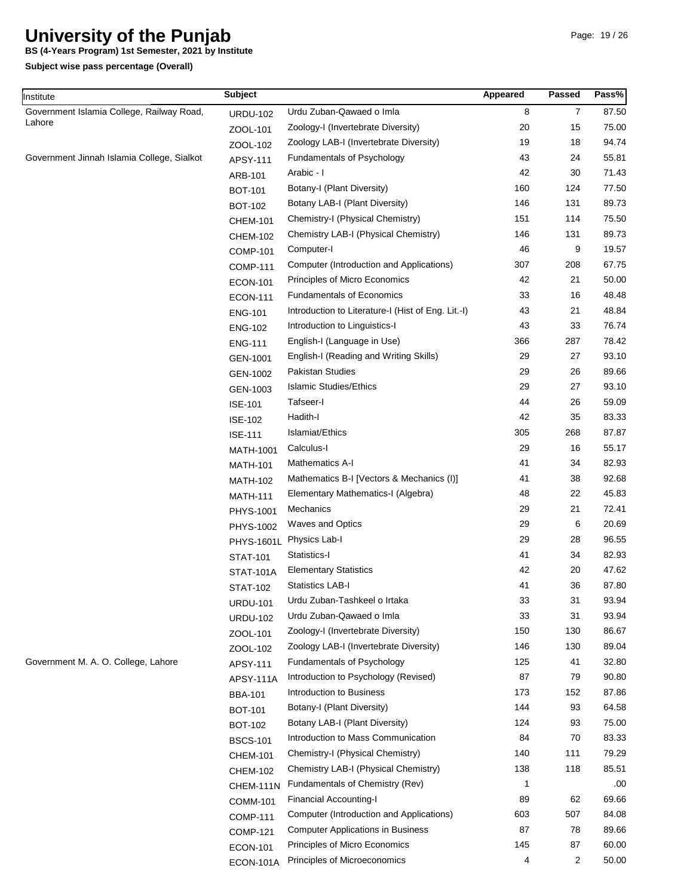# University of the Punjab

**BS (4-Years Program) 1st Semester, 2021 by Institute**

**Subject wise pass percentage (Overall)**

| Institute | Subject | | Appeared | Passed | Pass% |
|---|---|---|---|---|---|
| Government Islamia College, Railway Road, Lahore | URDU-102 | Urdu Zuban-Qawaed o Imla | 8 | 7 | 87.50 |
| | ZOOL-101 | Zoology-I (Invertebrate Diversity) | 20 | 15 | 75.00 |
| | ZOOL-102 | Zoology LAB-I (Invertebrate Diversity) | 19 | 18 | 94.74 |
| Government Jinnah Islamia College, Sialkot | APSY-111 | Fundamentals of Psychology | 43 | 24 | 55.81 |
| | ARB-101 | Arabic - I | 42 | 30 | 71.43 |
| | BOT-101 | Botany-I (Plant Diversity) | 160 | 124 | 77.50 |
| | BOT-102 | Botany LAB-I (Plant Diversity) | 146 | 131 | 89.73 |
| | CHEM-101 | Chemistry-I (Physical Chemistry) | 151 | 114 | 75.50 |
| | CHEM-102 | Chemistry LAB-I (Physical Chemistry) | 146 | 131 | 89.73 |
| | COMP-101 | Computer-I | 46 | 9 | 19.57 |
| | COMP-111 | Computer (Introduction and Applications) | 307 | 208 | 67.75 |
| | ECON-101 | Principles of Micro Economics | 42 | 21 | 50.00 |
| | ECON-111 | Fundamentals of Economics | 33 | 16 | 48.48 |
| | ENG-101 | Introduction to Literature-I (Hist of Eng. Lit.-I) | 43 | 21 | 48.84 |
| | ENG-102 | Introduction to Linguistics-I | 43 | 33 | 76.74 |
| | ENG-111 | English-I (Language in Use) | 366 | 287 | 78.42 |
| | GEN-1001 | English-I (Reading and Writing Skills) | 29 | 27 | 93.10 |
| | GEN-1002 | Pakistan Studies | 29 | 26 | 89.66 |
| | GEN-1003 | Islamic Studies/Ethics | 29 | 27 | 93.10 |
| | ISE-101 | Tafseer-I | 44 | 26 | 59.09 |
| | ISE-102 | Hadith-I | 42 | 35 | 83.33 |
| | ISE-111 | Islamiat/Ethics | 305 | 268 | 87.87 |
| | MATH-1001 | Calculus-I | 29 | 16 | 55.17 |
| | MATH-101 | Mathematics A-I | 41 | 34 | 82.93 |
| | MATH-102 | Mathematics B-I [Vectors & Mechanics (I)] | 41 | 38 | 92.68 |
| | MATH-111 | Elementary Mathematics-I (Algebra) | 48 | 22 | 45.83 |
| | PHYS-1001 | Mechanics | 29 | 21 | 72.41 |
| | PHYS-1002 | Waves and Optics | 29 | 6 | 20.69 |
| | PHYS-1601L | Physics Lab-I | 29 | 28 | 96.55 |
| | STAT-101 | Statistics-I | 41 | 34 | 82.93 |
| | STAT-101A | Elementary Statistics | 42 | 20 | 47.62 |
| | STAT-102 | Statistics LAB-I | 41 | 36 | 87.80 |
| | URDU-101 | Urdu Zuban-Tashkeel o Irtaka | 33 | 31 | 93.94 |
| | URDU-102 | Urdu Zuban-Qawaed o Imla | 33 | 31 | 93.94 |
| | ZOOL-101 | Zoology-I (Invertebrate Diversity) | 150 | 130 | 86.67 |
| | ZOOL-102 | Zoology LAB-I (Invertebrate Diversity) | 146 | 130 | 89.04 |
| Government M. A. O. College, Lahore | APSY-111 | Fundamentals of Psychology | 125 | 41 | 32.80 |
| | APSY-111A | Introduction to Psychology (Revised) | 87 | 79 | 90.80 |
| | BBA-101 | Introduction to Business | 173 | 152 | 87.86 |
| | BOT-101 | Botany-I (Plant Diversity) | 144 | 93 | 64.58 |
| | BOT-102 | Botany LAB-I (Plant Diversity) | 124 | 93 | 75.00 |
| | BSCS-101 | Introduction to Mass Communication | 84 | 70 | 83.33 |
| | CHEM-101 | Chemistry-I (Physical Chemistry) | 140 | 111 | 79.29 |
| | CHEM-102 | Chemistry LAB-I (Physical Chemistry) | 138 | 118 | 85.51 |
| | CHEM-111N | Fundamentals of Chemistry (Rev) | 1 | | .00 |
| | COMM-101 | Financial Accounting-I | 89 | 62 | 69.66 |
| | COMP-111 | Computer (Introduction and Applications) | 603 | 507 | 84.08 |
| | COMP-121 | Computer Applications in Business | 87 | 78 | 89.66 |
| | ECON-101 | Principles of Micro Economics | 145 | 87 | 60.00 |
| | ECON-101A | Principles of Microeconomics | 4 | 2 | 50.00 |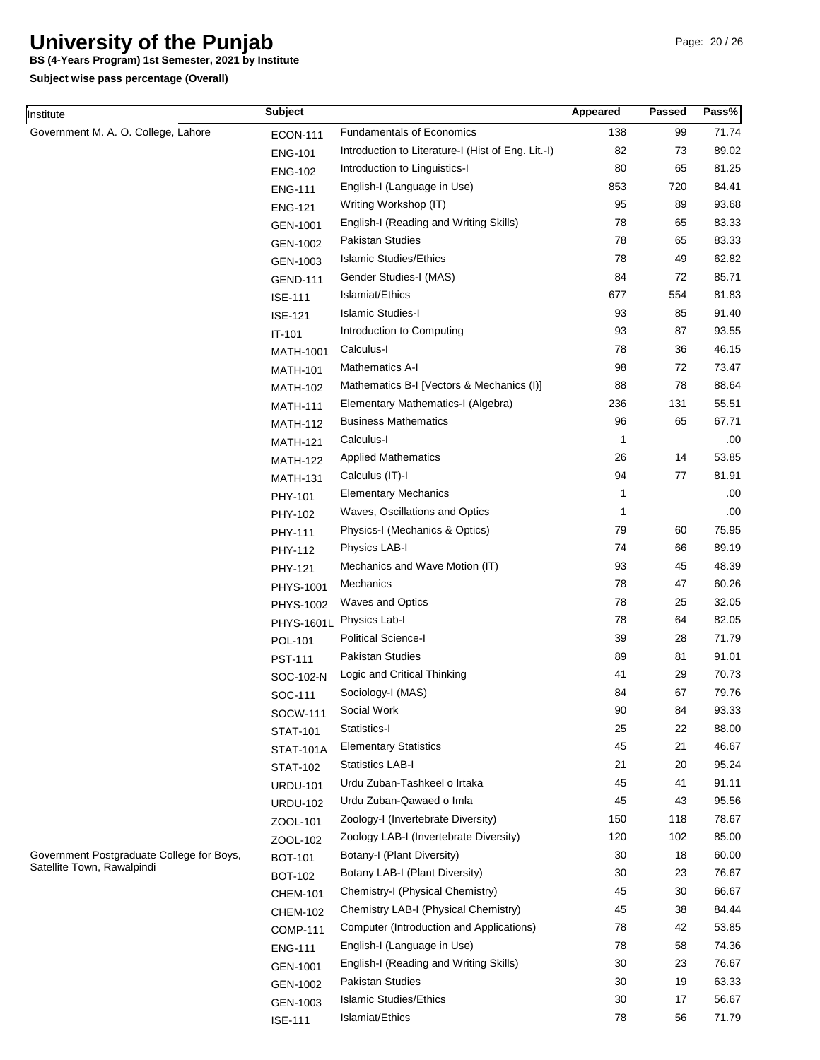# University of the Punjab

**BS (4-Years Program) 1st Semester, 2021 by Institute**

**Subject wise pass percentage (Overall)**

| Institute | Subject | | Appeared | Passed | Pass% |
|---|---|---|---|---|---|
| Government M. A. O. College, Lahore | ECON-111 | Fundamentals of Economics | 138 | 99 | 71.74 |
| | ENG-101 | Introduction to Literature-I (Hist of Eng. Lit.-I) | 82 | 73 | 89.02 |
| | ENG-102 | Introduction to Linguistics-I | 80 | 65 | 81.25 |
| | ENG-111 | English-I (Language in Use) | 853 | 720 | 84.41 |
| | ENG-121 | Writing Workshop (IT) | 95 | 89 | 93.68 |
| | GEN-1001 | English-I (Reading and Writing Skills) | 78 | 65 | 83.33 |
| | GEN-1002 | Pakistan Studies | 78 | 65 | 83.33 |
| | GEN-1003 | Islamic Studies/Ethics | 78 | 49 | 62.82 |
| | GEND-111 | Gender Studies-I (MAS) | 84 | 72 | 85.71 |
| | ISE-111 | Islamiat/Ethics | 677 | 554 | 81.83 |
| | ISE-121 | Islamic Studies-I | 93 | 85 | 91.40 |
| | IT-101 | Introduction to Computing | 93 | 87 | 93.55 |
| | MATH-1001 | Calculus-I | 78 | 36 | 46.15 |
| | MATH-101 | Mathematics A-I | 98 | 72 | 73.47 |
| | MATH-102 | Mathematics B-I [Vectors & Mechanics (I)] | 88 | 78 | 88.64 |
| | MATH-111 | Elementary Mathematics-I (Algebra) | 236 | 131 | 55.51 |
| | MATH-112 | Business Mathematics | 96 | 65 | 67.71 |
| | MATH-121 | Calculus-I | 1 | | .00 |
| | MATH-122 | Applied Mathematics | 26 | 14 | 53.85 |
| | MATH-131 | Calculus (IT)-I | 94 | 77 | 81.91 |
| | PHY-101 | Elementary Mechanics | 1 | | .00 |
| | PHY-102 | Waves, Oscillations and Optics | 1 | | .00 |
| | PHY-111 | Physics-I (Mechanics & Optics) | 79 | 60 | 75.95 |
| | PHY-112 | Physics LAB-I | 74 | 66 | 89.19 |
| | PHY-121 | Mechanics and Wave Motion (IT) | 93 | 45 | 48.39 |
| | PHYS-1001 | Mechanics | 78 | 47 | 60.26 |
| | PHYS-1002 | Waves and Optics | 78 | 25 | 32.05 |
| | PHYS-1601L | Physics Lab-I | 78 | 64 | 82.05 |
| | POL-101 | Political Science-I | 39 | 28 | 71.79 |
| | PST-111 | Pakistan Studies | 89 | 81 | 91.01 |
| | SOC-102-N | Logic and Critical Thinking | 41 | 29 | 70.73 |
| | SOC-111 | Sociology-I (MAS) | 84 | 67 | 79.76 |
| | SOCW-111 | Social Work | 90 | 84 | 93.33 |
| | STAT-101 | Statistics-I | 25 | 22 | 88.00 |
| | STAT-101A | Elementary Statistics | 45 | 21 | 46.67 |
| | STAT-102 | Statistics LAB-I | 21 | 20 | 95.24 |
| | URDU-101 | Urdu Zuban-Tashkeel o Irtaka | 45 | 41 | 91.11 |
| | URDU-102 | Urdu Zuban-Qawaed o Imla | 45 | 43 | 95.56 |
| | ZOOL-101 | Zoology-I (Invertebrate Diversity) | 150 | 118 | 78.67 |
| | ZOOL-102 | Zoology LAB-I (Invertebrate Diversity) | 120 | 102 | 85.00 |
| Government Postgraduate College for Boys, Satellite Town, Rawalpindi | BOT-101 | Botany-I (Plant Diversity) | 30 | 18 | 60.00 |
| | BOT-102 | Botany LAB-I (Plant Diversity) | 30 | 23 | 76.67 |
| | CHEM-101 | Chemistry-I (Physical Chemistry) | 45 | 30 | 66.67 |
| | CHEM-102 | Chemistry LAB-I (Physical Chemistry) | 45 | 38 | 84.44 |
| | COMP-111 | Computer (Introduction and Applications) | 78 | 42 | 53.85 |
| | ENG-111 | English-I (Language in Use) | 78 | 58 | 74.36 |
| | GEN-1001 | English-I (Reading and Writing Skills) | 30 | 23 | 76.67 |
| | GEN-1002 | Pakistan Studies | 30 | 19 | 63.33 |
| | GEN-1003 | Islamic Studies/Ethics | 30 | 17 | 56.67 |
| | ISE-111 | Islamiat/Ethics | 78 | 56 | 71.79 |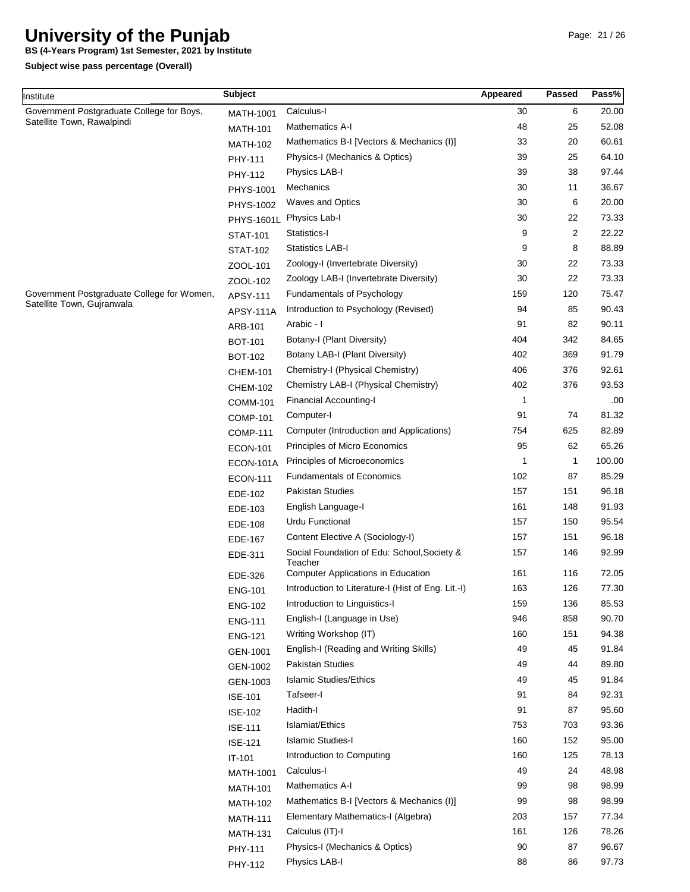# University of the Punjab

**BS (4-Years Program) 1st Semester, 2021 by Institute**

**Subject wise pass percentage (Overall)**

| Institute | Subject | | Appeared | Passed | Pass% |
|---|---|---|---|---|---|
| Government Postgraduate College for Boys, Satellite Town, Rawalpindi | MATH-1001 | Calculus-I | 30 | 6 | 20.00 |
| | MATH-101 | Mathematics A-I | 48 | 25 | 52.08 |
| | MATH-102 | Mathematics B-I [Vectors & Mechanics (I)] | 33 | 20 | 60.61 |
| | PHY-111 | Physics-I (Mechanics & Optics) | 39 | 25 | 64.10 |
| | PHY-112 | Physics LAB-I | 39 | 38 | 97.44 |
| | PHYS-1001 | Mechanics | 30 | 11 | 36.67 |
| | PHYS-1002 | Waves and Optics | 30 | 6 | 20.00 |
| | PHYS-1601L | Physics Lab-I | 30 | 22 | 73.33 |
| | STAT-101 | Statistics-I | 9 | 2 | 22.22 |
| | STAT-102 | Statistics LAB-I | 9 | 8 | 88.89 |
| | ZOOL-101 | Zoology-I (Invertebrate Diversity) | 30 | 22 | 73.33 |
| | ZOOL-102 | Zoology LAB-I (Invertebrate Diversity) | 30 | 22 | 73.33 |
| Government Postgraduate College for Women, Satellite Town, Gujranwala | APSY-111 | Fundamentals of Psychology | 159 | 120 | 75.47 |
| | APSY-111A | Introduction to Psychology (Revised) | 94 | 85 | 90.43 |
| | ARB-101 | Arabic - I | 91 | 82 | 90.11 |
| | BOT-101 | Botany-I (Plant Diversity) | 404 | 342 | 84.65 |
| | BOT-102 | Botany LAB-I (Plant Diversity) | 402 | 369 | 91.79 |
| | CHEM-101 | Chemistry-I (Physical Chemistry) | 406 | 376 | 92.61 |
| | CHEM-102 | Chemistry LAB-I (Physical Chemistry) | 402 | 376 | 93.53 |
| | COMM-101 | Financial Accounting-I | 1 | | .00 |
| | COMP-101 | Computer-I | 91 | 74 | 81.32 |
| | COMP-111 | Computer (Introduction and Applications) | 754 | 625 | 82.89 |
| | ECON-101 | Principles of Micro Economics | 95 | 62 | 65.26 |
| | ECON-101A | Principles of Microeconomics | 1 | 1 | 100.00 |
| | ECON-111 | Fundamentals of Economics | 102 | 87 | 85.29 |
| | EDE-102 | Pakistan Studies | 157 | 151 | 96.18 |
| | EDE-103 | English Language-I | 161 | 148 | 91.93 |
| | EDE-108 | Urdu Functional | 157 | 150 | 95.54 |
| | EDE-167 | Content Elective A (Sociology-I) | 157 | 151 | 96.18 |
| | EDE-311 | Social Foundation of Edu: School,Society & Teacher | 157 | 146 | 92.99 |
| | EDE-326 | Computer Applications in Education | 161 | 116 | 72.05 |
| | ENG-101 | Introduction to Literature-I (Hist of Eng. Lit.-I) | 163 | 126 | 77.30 |
| | ENG-102 | Introduction to Linguistics-I | 159 | 136 | 85.53 |
| | ENG-111 | English-I (Language in Use) | 946 | 858 | 90.70 |
| | ENG-121 | Writing Workshop (IT) | 160 | 151 | 94.38 |
| | GEN-1001 | English-I (Reading and Writing Skills) | 49 | 45 | 91.84 |
| | GEN-1002 | Pakistan Studies | 49 | 44 | 89.80 |
| | GEN-1003 | Islamic Studies/Ethics | 49 | 45 | 91.84 |
| | ISE-101 | Tafseer-I | 91 | 84 | 92.31 |
| | ISE-102 | Hadith-I | 91 | 87 | 95.60 |
| | ISE-111 | Islamiat/Ethics | 753 | 703 | 93.36 |
| | ISE-121 | Islamic Studies-I | 160 | 152 | 95.00 |
| | IT-101 | Introduction to Computing | 160 | 125 | 78.13 |
| | MATH-1001 | Calculus-I | 49 | 24 | 48.98 |
| | MATH-101 | Mathematics A-I | 99 | 98 | 98.99 |
| | MATH-102 | Mathematics B-I [Vectors & Mechanics (I)] | 99 | 98 | 98.99 |
| | MATH-111 | Elementary Mathematics-I (Algebra) | 203 | 157 | 77.34 |
| | MATH-131 | Calculus (IT)-I | 161 | 126 | 78.26 |
| | PHY-111 | Physics-I (Mechanics & Optics) | 90 | 87 | 96.67 |
| | PHY-112 | Physics LAB-I | 88 | 86 | 97.73 |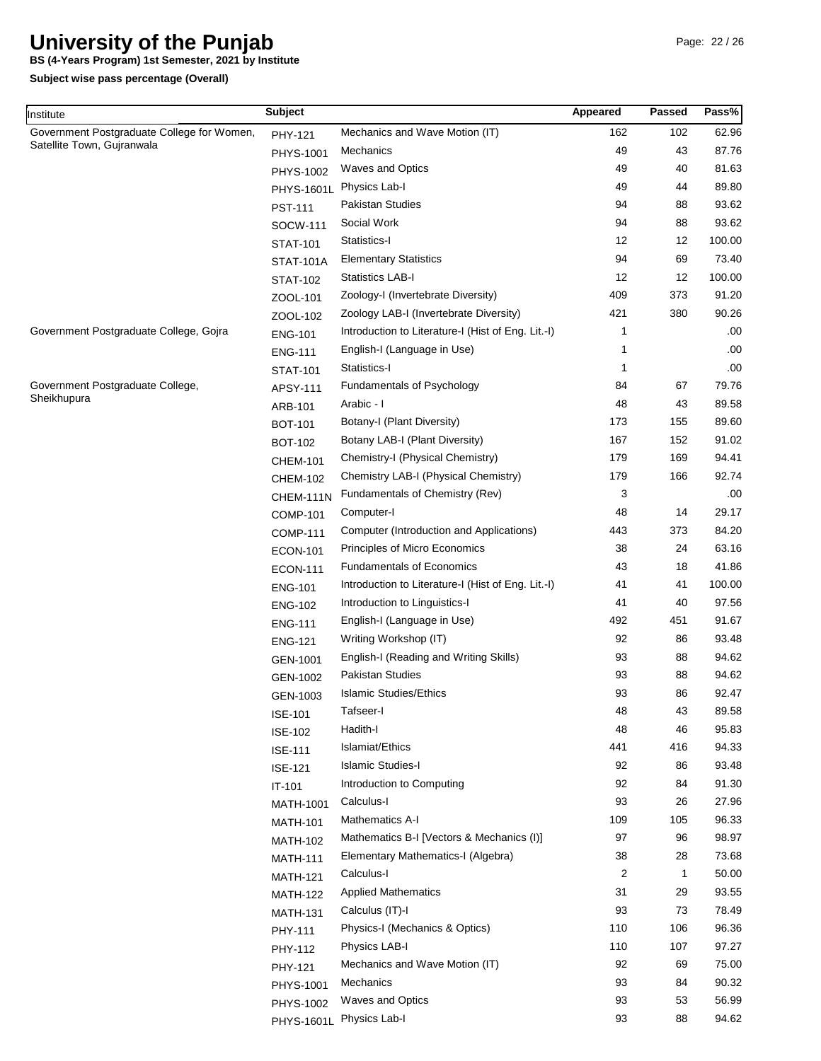# University of the Punjab

**BS (4-Years Program) 1st Semester, 2021 by Institute**

**Subject wise pass percentage (Overall)**

| Institute | Subject | | Appeared | Passed | Pass% |
|---|---|---|---|---|---|
| Government Postgraduate College for Women, Satellite Town, Gujranwala | PHY-121 | Mechanics and Wave Motion (IT) | 162 | 102 | 62.96 |
| | PHYS-1001 | Mechanics | 49 | 43 | 87.76 |
| | PHYS-1002 | Waves and Optics | 49 | 40 | 81.63 |
| | PHYS-1601L | Physics Lab-I | 49 | 44 | 89.80 |
| | PST-111 | Pakistan Studies | 94 | 88 | 93.62 |
| | SOCW-111 | Social Work | 94 | 88 | 93.62 |
| | STAT-101 | Statistics-I | 12 | 12 | 100.00 |
| | STAT-101A | Elementary Statistics | 94 | 69 | 73.40 |
| | STAT-102 | Statistics LAB-I | 12 | 12 | 100.00 |
| | ZOOL-101 | Zoology-I (Invertebrate Diversity) | 409 | 373 | 91.20 |
| | ZOOL-102 | Zoology LAB-I (Invertebrate Diversity) | 421 | 380 | 90.26 |
| Government Postgraduate College, Gojra | ENG-101 | Introduction to Literature-I (Hist of Eng. Lit.-I) | 1 | | .00 |
| | ENG-111 | English-I (Language in Use) | 1 | | .00 |
| | STAT-101 | Statistics-I | 1 | | .00 |
| Government Postgraduate College, Sheikhupura | APSY-111 | Fundamentals of Psychology | 84 | 67 | 79.76 |
| | ARB-101 | Arabic - I | 48 | 43 | 89.58 |
| | BOT-101 | Botany-I (Plant Diversity) | 173 | 155 | 89.60 |
| | BOT-102 | Botany LAB-I (Plant Diversity) | 167 | 152 | 91.02 |
| | CHEM-101 | Chemistry-I (Physical Chemistry) | 179 | 169 | 94.41 |
| | CHEM-102 | Chemistry LAB-I (Physical Chemistry) | 179 | 166 | 92.74 |
| | CHEM-111N | Fundamentals of Chemistry (Rev) | 3 | | .00 |
| | COMP-101 | Computer-I | 48 | 14 | 29.17 |
| | COMP-111 | Computer (Introduction and Applications) | 443 | 373 | 84.20 |
| | ECON-101 | Principles of Micro Economics | 38 | 24 | 63.16 |
| | ECON-111 | Fundamentals of Economics | 43 | 18 | 41.86 |
| | ENG-101 | Introduction to Literature-I (Hist of Eng. Lit.-I) | 41 | 41 | 100.00 |
| | ENG-102 | Introduction to Linguistics-I | 41 | 40 | 97.56 |
| | ENG-111 | English-I (Language in Use) | 492 | 451 | 91.67 |
| | ENG-121 | Writing Workshop (IT) | 92 | 86 | 93.48 |
| | GEN-1001 | English-I (Reading and Writing Skills) | 93 | 88 | 94.62 |
| | GEN-1002 | Pakistan Studies | 93 | 88 | 94.62 |
| | GEN-1003 | Islamic Studies/Ethics | 93 | 86 | 92.47 |
| | ISE-101 | Tafseer-I | 48 | 43 | 89.58 |
| | ISE-102 | Hadith-I | 48 | 46 | 95.83 |
| | ISE-111 | Islamiat/Ethics | 441 | 416 | 94.33 |
| | ISE-121 | Islamic Studies-I | 92 | 86 | 93.48 |
| | IT-101 | Introduction to Computing | 92 | 84 | 91.30 |
| | MATH-1001 | Calculus-I | 93 | 26 | 27.96 |
| | MATH-101 | Mathematics A-I | 109 | 105 | 96.33 |
| | MATH-102 | Mathematics B-I [Vectors & Mechanics (I)] | 97 | 96 | 98.97 |
| | MATH-111 | Elementary Mathematics-I (Algebra) | 38 | 28 | 73.68 |
| | MATH-121 | Calculus-I | 2 | 1 | 50.00 |
| | MATH-122 | Applied Mathematics | 31 | 29 | 93.55 |
| | MATH-131 | Calculus (IT)-I | 93 | 73 | 78.49 |
| | PHY-111 | Physics-I (Mechanics & Optics) | 110 | 106 | 96.36 |
| | PHY-112 | Physics LAB-I | 110 | 107 | 97.27 |
| | PHY-121 | Mechanics and Wave Motion (IT) | 92 | 69 | 75.00 |
| | PHYS-1001 | Mechanics | 93 | 84 | 90.32 |
| | PHYS-1002 | Waves and Optics | 93 | 53 | 56.99 |
| | PHYS-1601L | Physics Lab-I | 93 | 88 | 94.62 |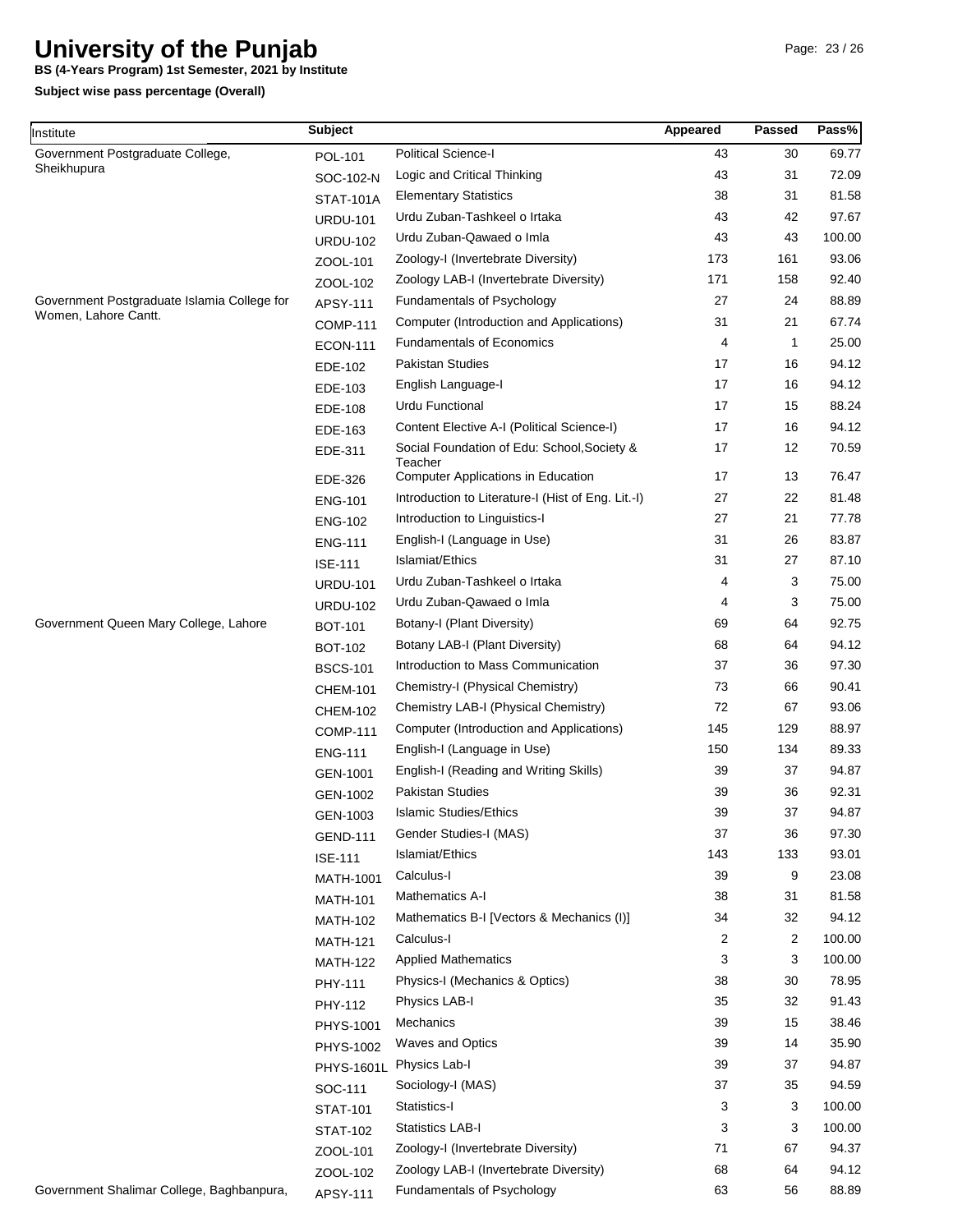# University of the Punjab

**BS (4-Years Program) 1st Semester, 2021 by Institute**

**Subject wise pass percentage (Overall)**

| Institute | Subject | | Appeared | Passed | Pass% |
|---|---|---|---|---|---|
| Government Postgraduate College, Sheikhupura | POL-101 | Political Science-I | 43 | 30 | 69.77 |
| | SOC-102-N | Logic and Critical Thinking | 43 | 31 | 72.09 |
| | STAT-101A | Elementary Statistics | 38 | 31 | 81.58 |
| | URDU-101 | Urdu Zuban-Tashkeel o Irtaka | 43 | 42 | 97.67 |
| | URDU-102 | Urdu Zuban-Qawaed o Imla | 43 | 43 | 100.00 |
| | ZOOL-101 | Zoology-I (Invertebrate Diversity) | 173 | 161 | 93.06 |
| | ZOOL-102 | Zoology LAB-I (Invertebrate Diversity) | 171 | 158 | 92.40 |
| Government Postgraduate Islamia College for Women, Lahore Cantt. | APSY-111 | Fundamentals of Psychology | 27 | 24 | 88.89 |
| | COMP-111 | Computer (Introduction and Applications) | 31 | 21 | 67.74 |
| | ECON-111 | Fundamentals of Economics | 4 | 1 | 25.00 |
| | EDE-102 | Pakistan Studies | 17 | 16 | 94.12 |
| | EDE-103 | English Language-I | 17 | 16 | 94.12 |
| | EDE-108 | Urdu Functional | 17 | 15 | 88.24 |
| | EDE-163 | Content Elective A-I (Political Science-I) | 17 | 16 | 94.12 |
| | EDE-311 | Social Foundation of Edu: School,Society & Teacher | 17 | 12 | 70.59 |
| | EDE-326 | Computer Applications in Education | 17 | 13 | 76.47 |
| | ENG-101 | Introduction to Literature-I (Hist of Eng. Lit.-I) | 27 | 22 | 81.48 |
| | ENG-102 | Introduction to Linguistics-I | 27 | 21 | 77.78 |
| | ENG-111 | English-I (Language in Use) | 31 | 26 | 83.87 |
| | ISE-111 | Islamiat/Ethics | 31 | 27 | 87.10 |
| | URDU-101 | Urdu Zuban-Tashkeel o Irtaka | 4 | 3 | 75.00 |
| | URDU-102 | Urdu Zuban-Qawaed o Imla | 4 | 3 | 75.00 |
| Government Queen Mary College, Lahore | BOT-101 | Botany-I (Plant Diversity) | 69 | 64 | 92.75 |
| | BOT-102 | Botany LAB-I (Plant Diversity) | 68 | 64 | 94.12 |
| | BSCS-101 | Introduction to Mass Communication | 37 | 36 | 97.30 |
| | CHEM-101 | Chemistry-I (Physical Chemistry) | 73 | 66 | 90.41 |
| | CHEM-102 | Chemistry LAB-I (Physical Chemistry) | 72 | 67 | 93.06 |
| | COMP-111 | Computer (Introduction and Applications) | 145 | 129 | 88.97 |
| | ENG-111 | English-I (Language in Use) | 150 | 134 | 89.33 |
| | GEN-1001 | English-I (Reading and Writing Skills) | 39 | 37 | 94.87 |
| | GEN-1002 | Pakistan Studies | 39 | 36 | 92.31 |
| | GEN-1003 | Islamic Studies/Ethics | 39 | 37 | 94.87 |
| | GEND-111 | Gender Studies-I (MAS) | 37 | 36 | 97.30 |
| | ISE-111 | Islamiat/Ethics | 143 | 133 | 93.01 |
| | MATH-1001 | Calculus-I | 39 | 9 | 23.08 |
| | MATH-101 | Mathematics A-I | 38 | 31 | 81.58 |
| | MATH-102 | Mathematics B-I [Vectors & Mechanics (I)] | 34 | 32 | 94.12 |
| | MATH-121 | Calculus-I | 2 | 2 | 100.00 |
| | MATH-122 | Applied Mathematics | 3 | 3 | 100.00 |
| | PHY-111 | Physics-I (Mechanics & Optics) | 38 | 30 | 78.95 |
| | PHY-112 | Physics LAB-I | 35 | 32 | 91.43 |
| | PHYS-1001 | Mechanics | 39 | 15 | 38.46 |
| | PHYS-1002 | Waves and Optics | 39 | 14 | 35.90 |
| | PHYS-1601L | Physics Lab-I | 39 | 37 | 94.87 |
| | SOC-111 | Sociology-I (MAS) | 37 | 35 | 94.59 |
| | STAT-101 | Statistics-I | 3 | 3 | 100.00 |
| | STAT-102 | Statistics LAB-I | 3 | 3 | 100.00 |
| | ZOOL-101 | Zoology-I (Invertebrate Diversity) | 71 | 67 | 94.37 |
| | ZOOL-102 | Zoology LAB-I (Invertebrate Diversity) | 68 | 64 | 94.12 |
| Government Shalimar College, Baghbanpura, | APSY-111 | Fundamentals of Psychology | 63 | 56 | 88.89 |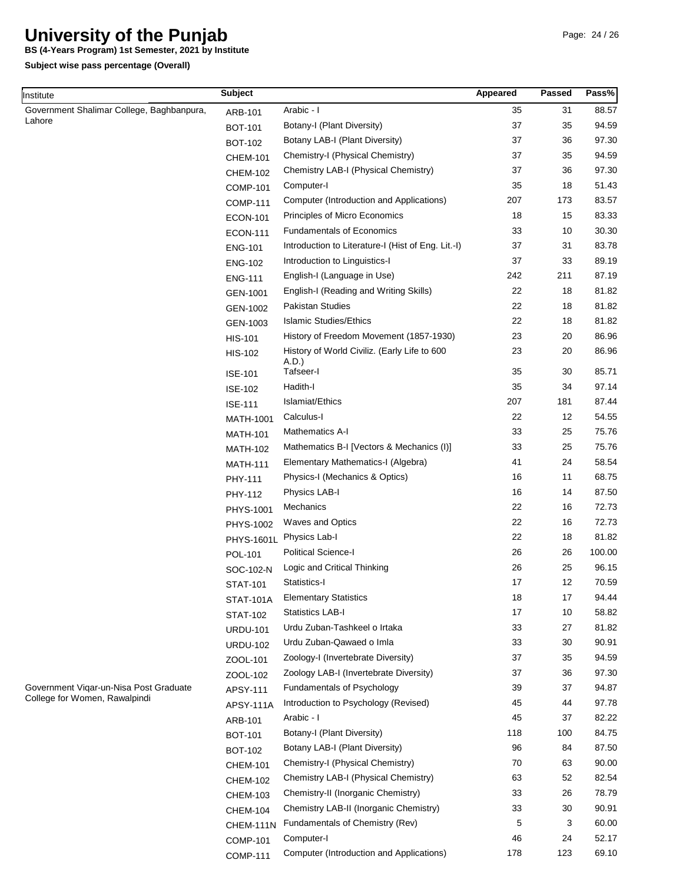# University of the Punjab

**BS (4-Years Program) 1st Semester, 2021 by Institute**

**Subject wise pass percentage (Overall)**

| Institute | Subject | | Appeared | Passed | Pass% |
|---|---|---|---|---|---|
| Government Shalimar College, Baghbanpura, Lahore | ARB-101 | Arabic - I | 35 | 31 | 88.57 |
| | BOT-101 | Botany-I (Plant Diversity) | 37 | 35 | 94.59 |
| | BOT-102 | Botany LAB-I (Plant Diversity) | 37 | 36 | 97.30 |
| | CHEM-101 | Chemistry-I (Physical Chemistry) | 37 | 35 | 94.59 |
| | CHEM-102 | Chemistry LAB-I (Physical Chemistry) | 37 | 36 | 97.30 |
| | COMP-101 | Computer-I | 35 | 18 | 51.43 |
| | COMP-111 | Computer (Introduction and Applications) | 207 | 173 | 83.57 |
| | ECON-101 | Principles of Micro Economics | 18 | 15 | 83.33 |
| | ECON-111 | Fundamentals of Economics | 33 | 10 | 30.30 |
| | ENG-101 | Introduction to Literature-I (Hist of Eng. Lit.-I) | 37 | 31 | 83.78 |
| | ENG-102 | Introduction to Linguistics-I | 37 | 33 | 89.19 |
| | ENG-111 | English-I (Language in Use) | 242 | 211 | 87.19 |
| | GEN-1001 | English-I (Reading and Writing Skills) | 22 | 18 | 81.82 |
| | GEN-1002 | Pakistan Studies | 22 | 18 | 81.82 |
| | GEN-1003 | Islamic Studies/Ethics | 22 | 18 | 81.82 |
| | HIS-101 | History of Freedom Movement (1857-1930) | 23 | 20 | 86.96 |
| | HIS-102 | History of World Civiliz. (Early Life to 600 A.D.) | 23 | 20 | 86.96 |
| | ISE-101 | Tafseer-I | 35 | 30 | 85.71 |
| | ISE-102 | Hadith-I | 35 | 34 | 97.14 |
| | ISE-111 | Islamiat/Ethics | 207 | 181 | 87.44 |
| | MATH-1001 | Calculus-I | 22 | 12 | 54.55 |
| | MATH-101 | Mathematics A-I | 33 | 25 | 75.76 |
| | MATH-102 | Mathematics B-I [Vectors & Mechanics (I)] | 33 | 25 | 75.76 |
| | MATH-111 | Elementary Mathematics-I (Algebra) | 41 | 24 | 58.54 |
| | PHY-111 | Physics-I (Mechanics & Optics) | 16 | 11 | 68.75 |
| | PHY-112 | Physics LAB-I | 16 | 14 | 87.50 |
| | PHYS-1001 | Mechanics | 22 | 16 | 72.73 |
| | PHYS-1002 | Waves and Optics | 22 | 16 | 72.73 |
| | PHYS-1601L | Physics Lab-I | 22 | 18 | 81.82 |
| | POL-101 | Political Science-I | 26 | 26 | 100.00 |
| | SOC-102-N | Logic and Critical Thinking | 26 | 25 | 96.15 |
| | STAT-101 | Statistics-I | 17 | 12 | 70.59 |
| | STAT-101A | Elementary Statistics | 18 | 17 | 94.44 |
| | STAT-102 | Statistics LAB-I | 17 | 10 | 58.82 |
| | URDU-101 | Urdu Zuban-Tashkeel o Irtaka | 33 | 27 | 81.82 |
| | URDU-102 | Urdu Zuban-Qawaed o Imla | 33 | 30 | 90.91 |
| | ZOOL-101 | Zoology-I (Invertebrate Diversity) | 37 | 35 | 94.59 |
| | ZOOL-102 | Zoology LAB-I (Invertebrate Diversity) | 37 | 36 | 97.30 |
| Government Viqar-un-Nisa Post Graduate College for Women, Rawalpindi | APSY-111 | Fundamentals of Psychology | 39 | 37 | 94.87 |
| | APSY-111A | Introduction to Psychology (Revised) | 45 | 44 | 97.78 |
| | ARB-101 | Arabic - I | 45 | 37 | 82.22 |
| | BOT-101 | Botany-I (Plant Diversity) | 118 | 100 | 84.75 |
| | BOT-102 | Botany LAB-I (Plant Diversity) | 96 | 84 | 87.50 |
| | CHEM-101 | Chemistry-I (Physical Chemistry) | 70 | 63 | 90.00 |
| | CHEM-102 | Chemistry LAB-I (Physical Chemistry) | 63 | 52 | 82.54 |
| | CHEM-103 | Chemistry-II (Inorganic Chemistry) | 33 | 26 | 78.79 |
| | CHEM-104 | Chemistry LAB-II (Inorganic Chemistry) | 33 | 30 | 90.91 |
| | CHEM-111N | Fundamentals of Chemistry (Rev) | 5 | 3 | 60.00 |
| | COMP-101 | Computer-I | 46 | 24 | 52.17 |
| | COMP-111 | Computer (Introduction and Applications) | 178 | 123 | 69.10 |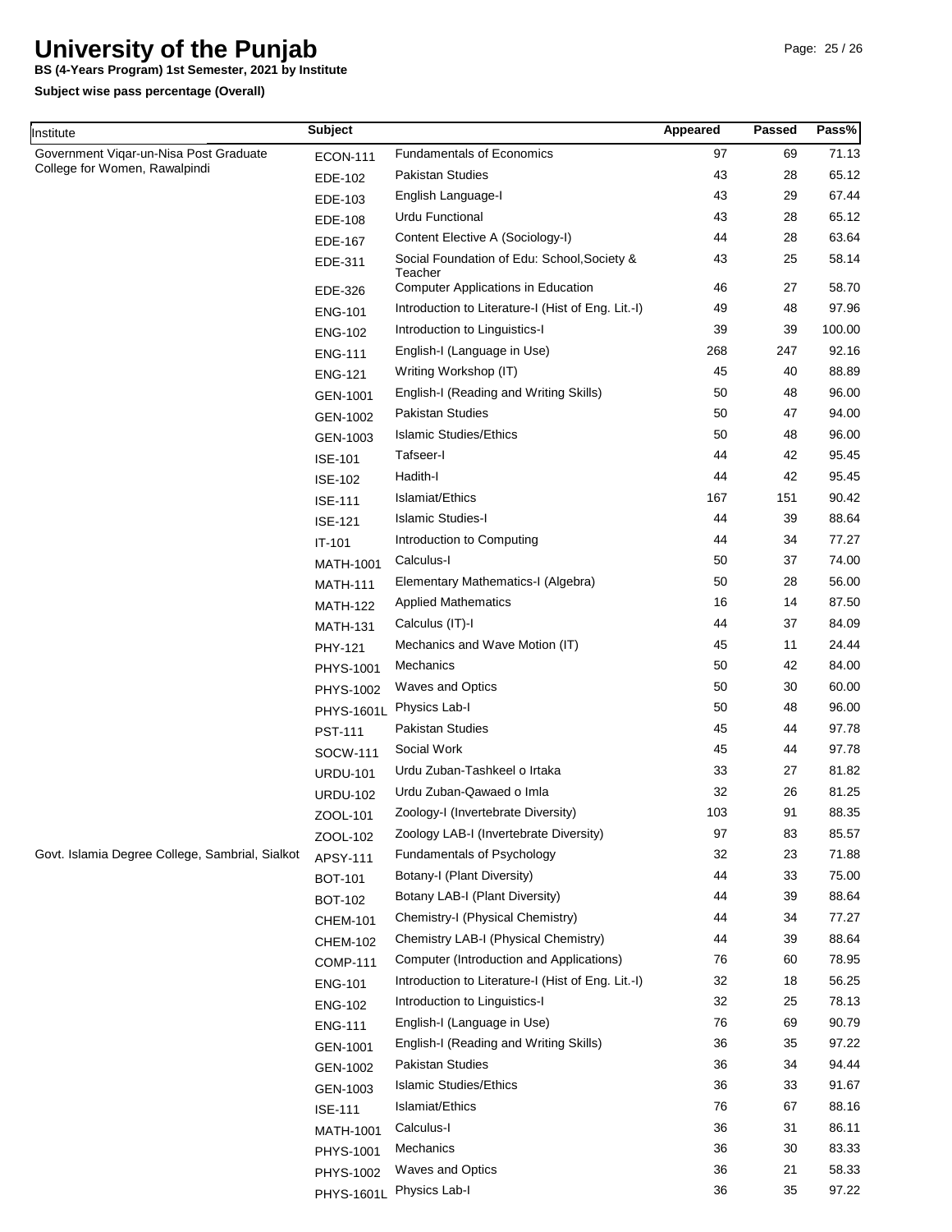# University of the Punjab

**BS (4-Years Program) 1st Semester, 2021 by Institute**

**Subject wise pass percentage (Overall)**

| Institute | Subject | | Appeared | Passed | Pass% |
|---|---|---|---|---|---|
| Government Viqar-un-Nisa Post Graduate College for Women, Rawalpindi | ECON-111 | Fundamentals of Economics | 97 | 69 | 71.13 |
| | EDE-102 | Pakistan Studies | 43 | 28 | 65.12 |
| | EDE-103 | English Language-I | 43 | 29 | 67.44 |
| | EDE-108 | Urdu Functional | 43 | 28 | 65.12 |
| | EDE-167 | Content Elective A (Sociology-I) | 44 | 28 | 63.64 |
| | EDE-311 | Social Foundation of Edu: School,Society & Teacher | 43 | 25 | 58.14 |
| | EDE-326 | Computer Applications in Education | 46 | 27 | 58.70 |
| | ENG-101 | Introduction to Literature-I (Hist of Eng. Lit.-I) | 49 | 48 | 97.96 |
| | ENG-102 | Introduction to Linguistics-I | 39 | 39 | 100.00 |
| | ENG-111 | English-I (Language in Use) | 268 | 247 | 92.16 |
| | ENG-121 | Writing Workshop (IT) | 45 | 40 | 88.89 |
| | GEN-1001 | English-I (Reading and Writing Skills) | 50 | 48 | 96.00 |
| | GEN-1002 | Pakistan Studies | 50 | 47 | 94.00 |
| | GEN-1003 | Islamic Studies/Ethics | 50 | 48 | 96.00 |
| | ISE-101 | Tafseer-I | 44 | 42 | 95.45 |
| | ISE-102 | Hadith-I | 44 | 42 | 95.45 |
| | ISE-111 | Islamiat/Ethics | 167 | 151 | 90.42 |
| | ISE-121 | Islamic Studies-I | 44 | 39 | 88.64 |
| | IT-101 | Introduction to Computing | 44 | 34 | 77.27 |
| | MATH-1001 | Calculus-I | 50 | 37 | 74.00 |
| | MATH-111 | Elementary Mathematics-I (Algebra) | 50 | 28 | 56.00 |
| | MATH-122 | Applied Mathematics | 16 | 14 | 87.50 |
| | MATH-131 | Calculus (IT)-I | 44 | 37 | 84.09 |
| | PHY-121 | Mechanics and Wave Motion (IT) | 45 | 11 | 24.44 |
| | PHYS-1001 | Mechanics | 50 | 42 | 84.00 |
| | PHYS-1002 | Waves and Optics | 50 | 30 | 60.00 |
| | PHYS-1601L | Physics Lab-I | 50 | 48 | 96.00 |
| | PST-111 | Pakistan Studies | 45 | 44 | 97.78 |
| | SOCW-111 | Social Work | 45 | 44 | 97.78 |
| | URDU-101 | Urdu Zuban-Tashkeel o Irtaka | 33 | 27 | 81.82 |
| | URDU-102 | Urdu Zuban-Qawaed o Imla | 32 | 26 | 81.25 |
| | ZOOL-101 | Zoology-I (Invertebrate Diversity) | 103 | 91 | 88.35 |
| | ZOOL-102 | Zoology LAB-I (Invertebrate Diversity) | 97 | 83 | 85.57 |
| Govt. Islamia Degree College, Sambrial, Sialkot | APSY-111 | Fundamentals of Psychology | 32 | 23 | 71.88 |
| | BOT-101 | Botany-I (Plant Diversity) | 44 | 33 | 75.00 |
| | BOT-102 | Botany LAB-I (Plant Diversity) | 44 | 39 | 88.64 |
| | CHEM-101 | Chemistry-I (Physical Chemistry) | 44 | 34 | 77.27 |
| | CHEM-102 | Chemistry LAB-I (Physical Chemistry) | 44 | 39 | 88.64 |
| | COMP-111 | Computer (Introduction and Applications) | 76 | 60 | 78.95 |
| | ENG-101 | Introduction to Literature-I (Hist of Eng. Lit.-I) | 32 | 18 | 56.25 |
| | ENG-102 | Introduction to Linguistics-I | 32 | 25 | 78.13 |
| | ENG-111 | English-I (Language in Use) | 76 | 69 | 90.79 |
| | GEN-1001 | English-I (Reading and Writing Skills) | 36 | 35 | 97.22 |
| | GEN-1002 | Pakistan Studies | 36 | 34 | 94.44 |
| | GEN-1003 | Islamic Studies/Ethics | 36 | 33 | 91.67 |
| | ISE-111 | Islamiat/Ethics | 76 | 67 | 88.16 |
| | MATH-1001 | Calculus-I | 36 | 31 | 86.11 |
| | PHYS-1001 | Mechanics | 36 | 30 | 83.33 |
| | PHYS-1002 | Waves and Optics | 36 | 21 | 58.33 |
| | PHYS-1601L | Physics Lab-I | 36 | 35 | 97.22 |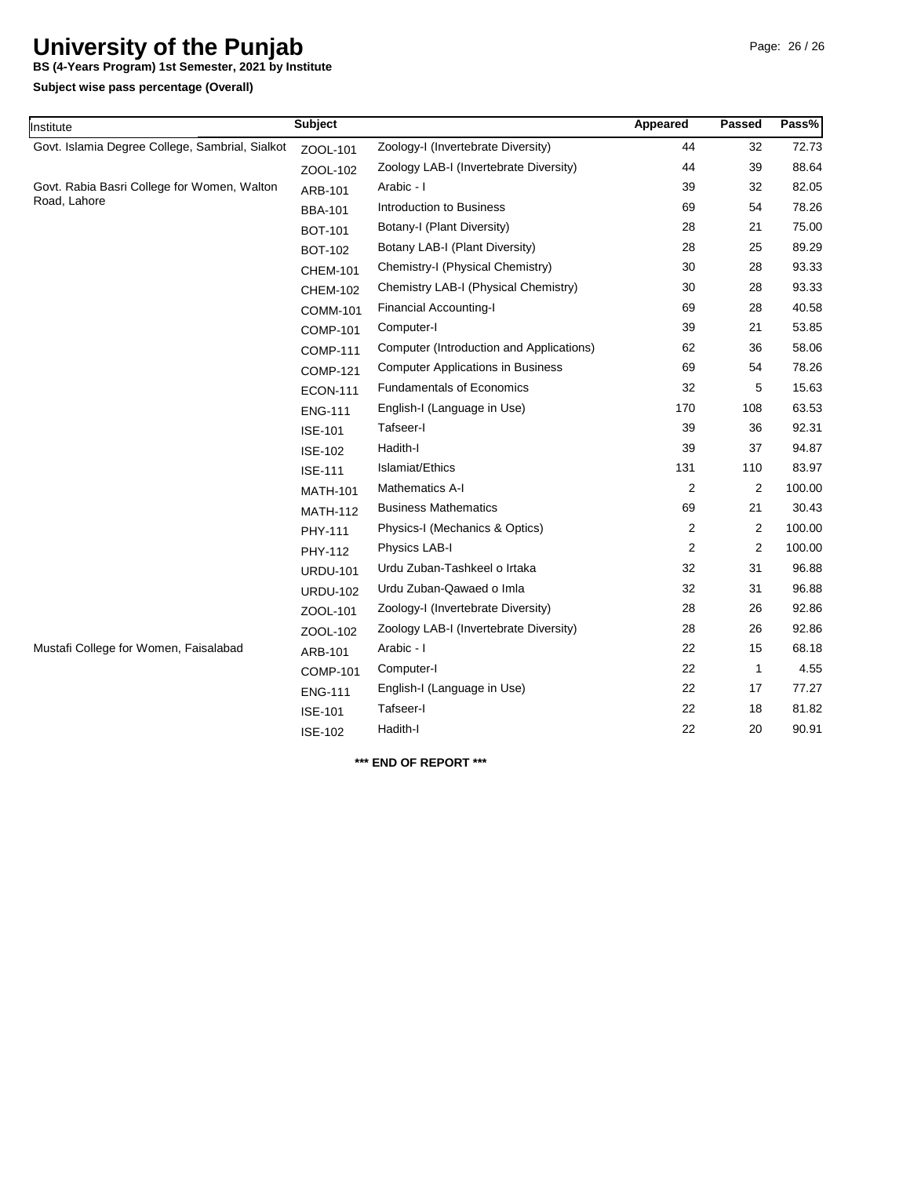# University of the Punjab

**BS (4-Years Program) 1st Semester, 2021 by Institute**

**Subject wise pass percentage (Overall)**

| Institute | Subject | | Appeared | Passed | Pass% |
|---|---|---|---|---|---|
| Govt. Islamia Degree College, Sambrial, Sialkot | ZOOL-101 | Zoology-I (Invertebrate Diversity) | 44 | 32 | 72.73 |
| | ZOOL-102 | Zoology LAB-I (Invertebrate Diversity) | 44 | 39 | 88.64 |
| Govt. Rabia Basri College for Women, Walton Road, Lahore | ARB-101 | Arabic - I | 39 | 32 | 82.05 |
| | BBA-101 | Introduction to Business | 69 | 54 | 78.26 |
| | BOT-101 | Botany-I (Plant Diversity) | 28 | 21 | 75.00 |
| | BOT-102 | Botany LAB-I (Plant Diversity) | 28 | 25 | 89.29 |
| | CHEM-101 | Chemistry-I (Physical Chemistry) | 30 | 28 | 93.33 |
| | CHEM-102 | Chemistry LAB-I (Physical Chemistry) | 30 | 28 | 93.33 |
| | COMM-101 | Financial Accounting-I | 69 | 28 | 40.58 |
| | COMP-101 | Computer-I | 39 | 21 | 53.85 |
| | COMP-111 | Computer (Introduction and Applications) | 62 | 36 | 58.06 |
| | COMP-121 | Computer Applications in Business | 69 | 54 | 78.26 |
| | ECON-111 | Fundamentals of Economics | 32 | 5 | 15.63 |
| | ENG-111 | English-I (Language in Use) | 170 | 108 | 63.53 |
| | ISE-101 | Tafseer-I | 39 | 36 | 92.31 |
| | ISE-102 | Hadith-I | 39 | 37 | 94.87 |
| | ISE-111 | Islamiat/Ethics | 131 | 110 | 83.97 |
| | MATH-101 | Mathematics A-I | 2 | 2 | 100.00 |
| | MATH-112 | Business Mathematics | 69 | 21 | 30.43 |
| | PHY-111 | Physics-I (Mechanics & Optics) | 2 | 2 | 100.00 |
| | PHY-112 | Physics LAB-I | 2 | 2 | 100.00 |
| | URDU-101 | Urdu Zuban-Tashkeel o Irtaka | 32 | 31 | 96.88 |
| | URDU-102 | Urdu Zuban-Qawaed o Imla | 32 | 31 | 96.88 |
| | ZOOL-101 | Zoology-I (Invertebrate Diversity) | 28 | 26 | 92.86 |
| | ZOOL-102 | Zoology LAB-I (Invertebrate Diversity) | 28 | 26 | 92.86 |
| Mustafi College for Women, Faisalabad | ARB-101 | Arabic - I | 22 | 15 | 68.18 |
| | COMP-101 | Computer-I | 22 | 1 | 4.55 |
| | ENG-111 | English-I (Language in Use) | 22 | 17 | 77.27 |
| | ISE-101 | Tafseer-I | 22 | 18 | 81.82 |
| | ISE-102 | Hadith-I | 22 | 20 | 90.91 |

**\*\*\* END OF REPORT \*\*\***